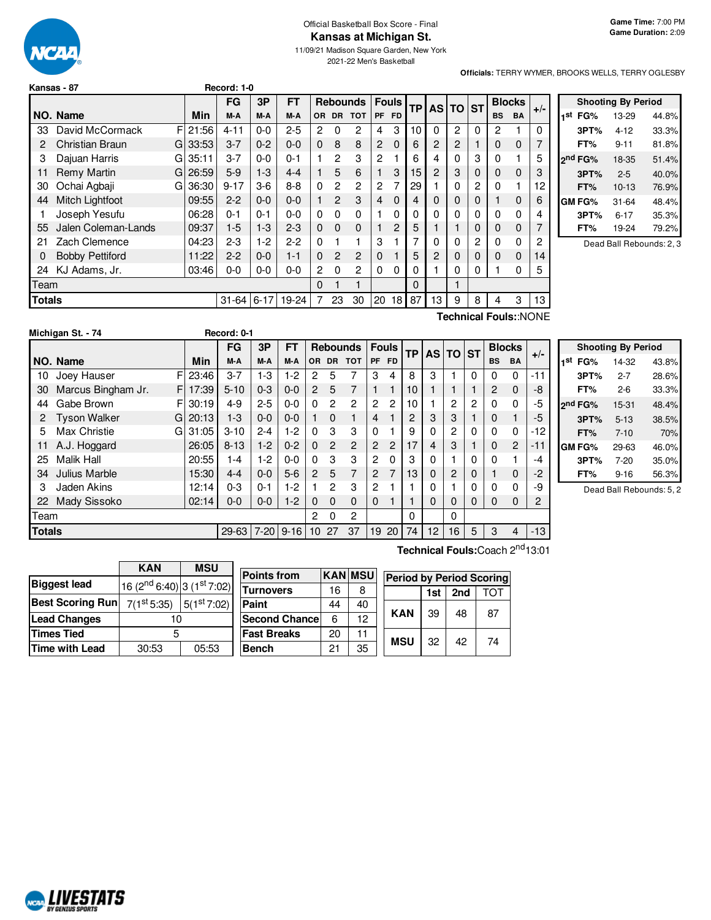Official Basketball Box Score - Final

# Kansas at Michigan St.

11/09/21 Madison Square Garden, New York

2021-22 Men's Basketball

**Game Time:** 7:00 PM
**Game Duration:** 2:09

**Officials:** TERRY WYMER, BROOKS WELLS, TERRY OGLESBY

**Kansas - 87** Record: 1-0

| NO. | Name | | Min | FG M-A | 3P M-A | FT M-A | OR | DR | TOT | PF | FD | TP | AS | TO | ST | BS | BA | +/- |
|---|---|---|---|---|---|---|---|---|---|---|---|---|---|---|---|---|---|---|
| 33 | David McCormack | F | 21:56 | 4-11 | 0-0 | 2-5 | 2 | 0 | 2 | 4 | 3 | 10 | 0 | 2 | 0 | 2 | 1 | 0 |
| 2 | Christian Braun | G | 33:53 | 3-7 | 0-2 | 0-0 | 0 | 8 | 8 | 2 | 0 | 6 | 2 | 2 | 1 | 0 | 0 | 7 |
| 3 | Dajuan Harris | G | 35:11 | 3-7 | 0-0 | 0-1 | 1 | 2 | 3 | 2 | 1 | 6 | 4 | 0 | 3 | 0 | 1 | 5 |
| 11 | Remy Martin | G | 26:59 | 5-9 | 1-3 | 4-4 | 1 | 5 | 6 | 1 | 3 | 15 | 2 | 3 | 0 | 0 | 0 | 3 |
| 30 | Ochai Agbaji | G | 36:30 | 9-17 | 3-6 | 8-8 | 0 | 2 | 2 | 2 | 7 | 29 | 1 | 0 | 2 | 0 | 1 | 12 |
| 44 | Mitch Lightfoot | | 09:55 | 2-2 | 0-0 | 0-0 | 1 | 2 | 3 | 4 | 0 | 4 | 0 | 0 | 0 | 1 | 0 | 6 |
| 1 | Joseph Yesufu | | 06:28 | 0-1 | 0-1 | 0-0 | 0 | 0 | 0 | 1 | 0 | 0 | 0 | 0 | 0 | 0 | 0 | 4 |
| 55 | Jalen Coleman-Lands | | 09:37 | 1-5 | 1-3 | 2-3 | 0 | 0 | 0 | 1 | 2 | 5 | 1 | 1 | 0 | 0 | 0 | 7 |
| 21 | Zach Clemence | | 04:23 | 2-3 | 1-2 | 2-2 | 0 | 1 | 1 | 3 | 1 | 7 | 0 | 0 | 2 | 0 | 0 | 2 |
| 0 | Bobby Pettiford | | 11:22 | 2-2 | 0-0 | 1-1 | 0 | 2 | 2 | 0 | 1 | 5 | 2 | 0 | 0 | 0 | 0 | 14 |
| 24 | KJ Adams, Jr. | | 03:46 | 0-0 | 0-0 | 0-0 | 2 | 0 | 2 | 0 | 0 | 0 | 1 | 0 | 0 | 1 | 0 | 5 |
| | Team | | | | | | 0 | 1 | 1 | | | 0 | | 1 | | | | |
| | **Totals** | | | 31-64 | 6-17 | 19-24 | 7 | 23 | 30 | 20 | 18 | 87 | 13 | 9 | 8 | 4 | 3 | 13 |

**Technical Fouls:**:NONE

| Shooting By Period | | |
|---|---|---|
| 1st FG% | 13-29 | 44.8% |
| 3PT% | 4-12 | 33.3% |
| FT% | 9-11 | 81.8% |
| 2nd FG% | 18-35 | 51.4% |
| 3PT% | 2-5 | 40.0% |
| FT% | 10-13 | 76.9% |
| GM FG% | 31-64 | 48.4% |
| 3PT% | 6-17 | 35.3% |
| FT% | 19-24 | 79.2% |

Dead Ball Rebounds: 2, 3

**Michigan St. - 74** Record: 0-1

| NO. | Name | | Min | FG M-A | 3P M-A | FT M-A | OR | DR | TOT | PF | FD | TP | AS | TO | ST | BS | BA | +/- |
|---|---|---|---|---|---|---|---|---|---|---|---|---|---|---|---|---|---|---|
| 10 | Joey Hauser | F | 23:46 | 3-7 | 1-3 | 1-2 | 2 | 5 | 7 | 3 | 4 | 8 | 3 | 1 | 0 | 0 | 0 | -11 |
| 30 | Marcus Bingham Jr. | F | 17:39 | 5-10 | 0-3 | 0-0 | 2 | 5 | 7 | 1 | 1 | 10 | 1 | 1 | 1 | 2 | 0 | -8 |
| 44 | Gabe Brown | F | 30:19 | 4-9 | 2-5 | 0-0 | 0 | 2 | 2 | 2 | 2 | 10 | 1 | 2 | 2 | 0 | 0 | -5 |
| 2 | Tyson Walker | G | 20:13 | 1-3 | 0-0 | 0-0 | 1 | 0 | 1 | 4 | 1 | 2 | 3 | 3 | 1 | 0 | 1 | -5 |
| 5 | Max Christie | G | 31:05 | 3-10 | 2-4 | 1-2 | 0 | 3 | 3 | 0 | 1 | 9 | 0 | 2 | 0 | 0 | 0 | -12 |
| 11 | A.J. Hoggard | | 26:05 | 8-13 | 1-2 | 0-2 | 0 | 2 | 2 | 2 | 2 | 17 | 4 | 3 | 1 | 0 | 2 | -11 |
| 25 | Malik Hall | | 20:55 | 1-4 | 1-2 | 0-0 | 0 | 3 | 3 | 2 | 0 | 3 | 0 | 1 | 0 | 0 | 1 | -4 |
| 34 | Julius Marble | | 15:30 | 4-4 | 0-0 | 5-6 | 2 | 5 | 7 | 2 | 7 | 13 | 0 | 2 | 0 | 1 | 0 | -2 |
| 3 | Jaden Akins | | 12:14 | 0-3 | 0-1 | 1-2 | 1 | 2 | 3 | 2 | 1 | 1 | 0 | 1 | 0 | 0 | 0 | -9 |
| 22 | Mady Sissoko | | 02:14 | 0-0 | 0-0 | 1-2 | 0 | 0 | 0 | 0 | 1 | 1 | 0 | 0 | 0 | 0 | 0 | 2 |
| | Team | | | | | | 2 | 0 | 2 | | | 0 | | 0 | | | | |
| | **Totals** | | | 29-63 | 7-20 | 9-16 | 10 | 27 | 37 | 19 | 20 | 74 | 12 | 16 | 5 | 3 | 4 | -13 |

**Technical Fouls:**Coach 2nd13:01

| Shooting By Period | | |
|---|---|---|
| 1st FG% | 14-32 | 43.8% |
| 3PT% | 2-7 | 28.6% |
| FT% | 2-6 | 33.3% |
| 2nd FG% | 15-31 | 48.4% |
| 3PT% | 5-13 | 38.5% |
| FT% | 7-10 | 70% |
| GM FG% | 29-63 | 46.0% |
| 3PT% | 7-20 | 35.0% |
| FT% | 9-16 | 56.3% |

Dead Ball Rebounds: 5, 2

| | KAN | MSU |
|---|---|---|
| **Biggest lead** | 16 (2nd 6:40) | 3 (1st 7:02) |
| **Best Scoring Run** | 7(1st 5:35) | 5(1st 7:02) |
| **Lead Changes** | 10 | |
| **Times Tied** | 5 | |
| **Time with Lead** | 30:53 | 05:53 |

| Points from | KAN | MSU |
|---|---|---|
| Turnovers | 16 | 8 |
| Paint | 44 | 40 |
| Second Chance | 6 | 12 |
| Fast Breaks | 20 | 11 |
| Bench | 21 | 35 |

| Period by Period Scoring | 1st | 2nd | TOT |
|---|---|---|---|
| KAN | 39 | 48 | 87 |
| MSU | 32 | 42 | 74 |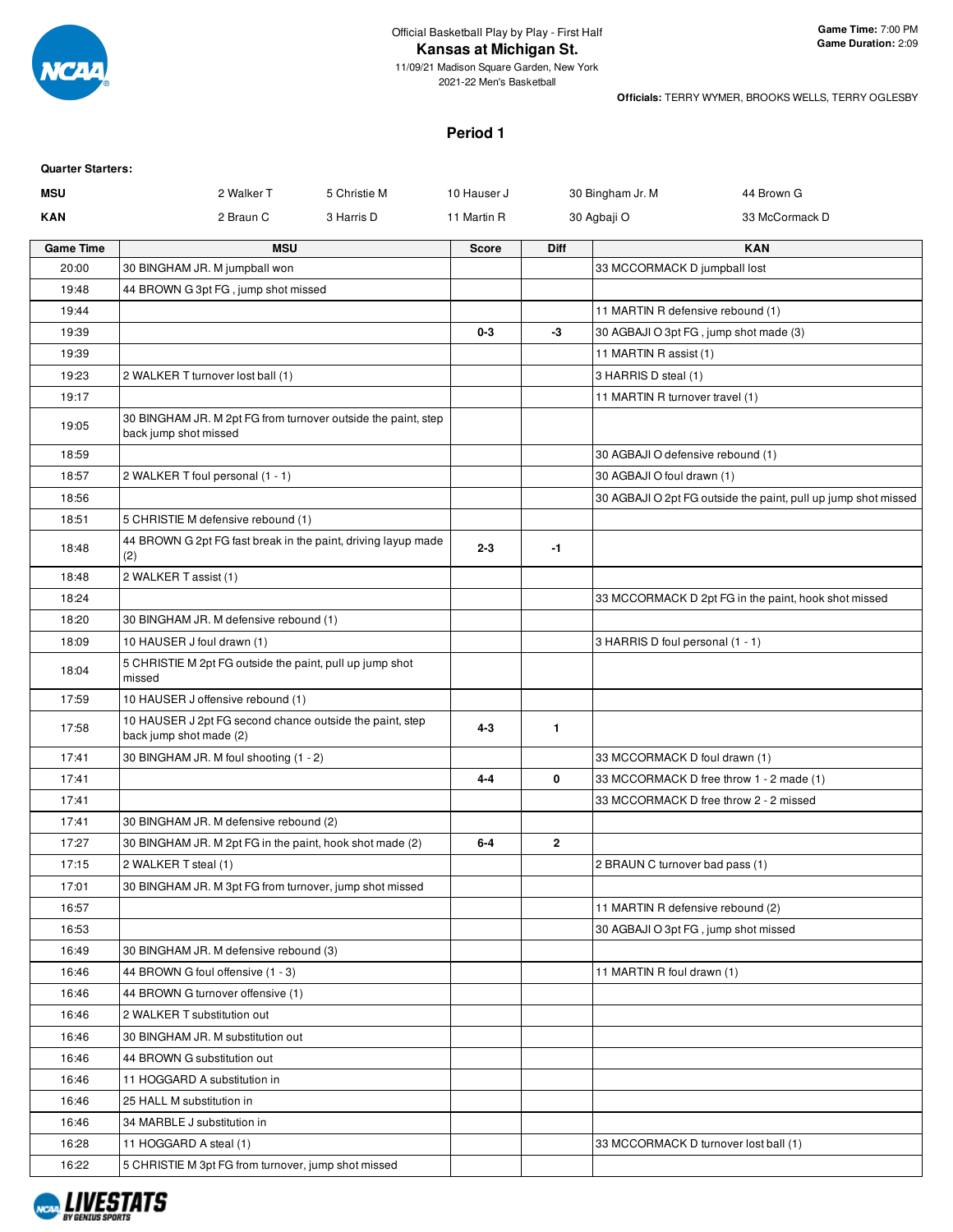Official Basketball Play by Play - First Half

# Kansas at Michigan St.

11/09/21 Madison Square Garden, New York

2021-22 Men's Basketball

**Game Time:** 7:00 PM
**Game Duration:** 2:09

**Officials:** TERRY WYMER, BROOKS WELLS, TERRY OGLESBY

## Period 1

**Quarter Starters:**

| | | | | | |
|---|---|---|---|---|---|
| **MSU** | 2 Walker T | 5 Christie M | 10 Hauser J | 30 Bingham Jr. M | 44 Brown G |
| **KAN** | 2 Braun C | 3 Harris D | 11 Martin R | 30 Agbaji O | 33 McCormack D |

| Game Time | MSU | Score | Diff | KAN |
|---|---|---|---|---|
| 20:00 | 30 BINGHAM JR. M jumpball won | | | 33 MCCORMACK D jumpball lost |
| 19:48 | 44 BROWN G 3pt FG , jump shot missed | | | |
| 19:44 | | | | 11 MARTIN R defensive rebound (1) |
| 19:39 | | 0-3 | -3 | 30 AGBAJI O 3pt FG , jump shot made (3) |
| 19:39 | | | | 11 MARTIN R assist (1) |
| 19:23 | 2 WALKER T turnover lost ball (1) | | | 3 HARRIS D steal (1) |
| 19:17 | | | | 11 MARTIN R turnover travel (1) |
| 19:05 | 30 BINGHAM JR. M 2pt FG from turnover outside the paint, step back jump shot missed | | | |
| 18:59 | | | | 30 AGBAJI O defensive rebound (1) |
| 18:57 | 2 WALKER T foul personal (1 - 1) | | | 30 AGBAJI O foul drawn (1) |
| 18:56 | | | | 30 AGBAJI O 2pt FG outside the paint, pull up jump shot missed |
| 18:51 | 5 CHRISTIE M defensive rebound (1) | | | |
| 18:48 | 44 BROWN G 2pt FG fast break in the paint, driving layup made (2) | 2-3 | -1 | |
| 18:48 | 2 WALKER T assist (1) | | | |
| 18:24 | | | | 33 MCCORMACK D 2pt FG in the paint, hook shot missed |
| 18:20 | 30 BINGHAM JR. M defensive rebound (1) | | | |
| 18:09 | 10 HAUSER J foul drawn (1) | | | 3 HARRIS D foul personal (1 - 1) |
| 18:04 | 5 CHRISTIE M 2pt FG outside the paint, pull up jump shot missed | | | |
| 17:59 | 10 HAUSER J offensive rebound (1) | | | |
| 17:58 | 10 HAUSER J 2pt FG second chance outside the paint, step back jump shot made (2) | 4-3 | 1 | |
| 17:41 | 30 BINGHAM JR. M foul shooting (1 - 2) | | | 33 MCCORMACK D foul drawn (1) |
| 17:41 | | 4-4 | 0 | 33 MCCORMACK D free throw 1 - 2 made (1) |
| 17:41 | | | | 33 MCCORMACK D free throw 2 - 2 missed |
| 17:41 | 30 BINGHAM JR. M defensive rebound (2) | | | |
| 17:27 | 30 BINGHAM JR. M 2pt FG in the paint, hook shot made (2) | 6-4 | 2 | |
| 17:15 | 2 WALKER T steal (1) | | | 2 BRAUN C turnover bad pass (1) |
| 17:01 | 30 BINGHAM JR. M 3pt FG from turnover, jump shot missed | | | |
| 16:57 | | | | 11 MARTIN R defensive rebound (2) |
| 16:53 | | | | 30 AGBAJI O 3pt FG , jump shot missed |
| 16:49 | 30 BINGHAM JR. M defensive rebound (3) | | | |
| 16:46 | 44 BROWN G foul offensive (1 - 3) | | | 11 MARTIN R foul drawn (1) |
| 16:46 | 44 BROWN G turnover offensive (1) | | | |
| 16:46 | 2 WALKER T substitution out | | | |
| 16:46 | 30 BINGHAM JR. M substitution out | | | |
| 16:46 | 44 BROWN G substitution out | | | |
| 16:46 | 11 HOGGARD A substitution in | | | |
| 16:46 | 25 HALL M substitution in | | | |
| 16:46 | 34 MARBLE J substitution in | | | |
| 16:28 | 11 HOGGARD A steal (1) | | | 33 MCCORMACK D turnover lost ball (1) |
| 16:22 | 5 CHRISTIE M 3pt FG from turnover, jump shot missed | | | |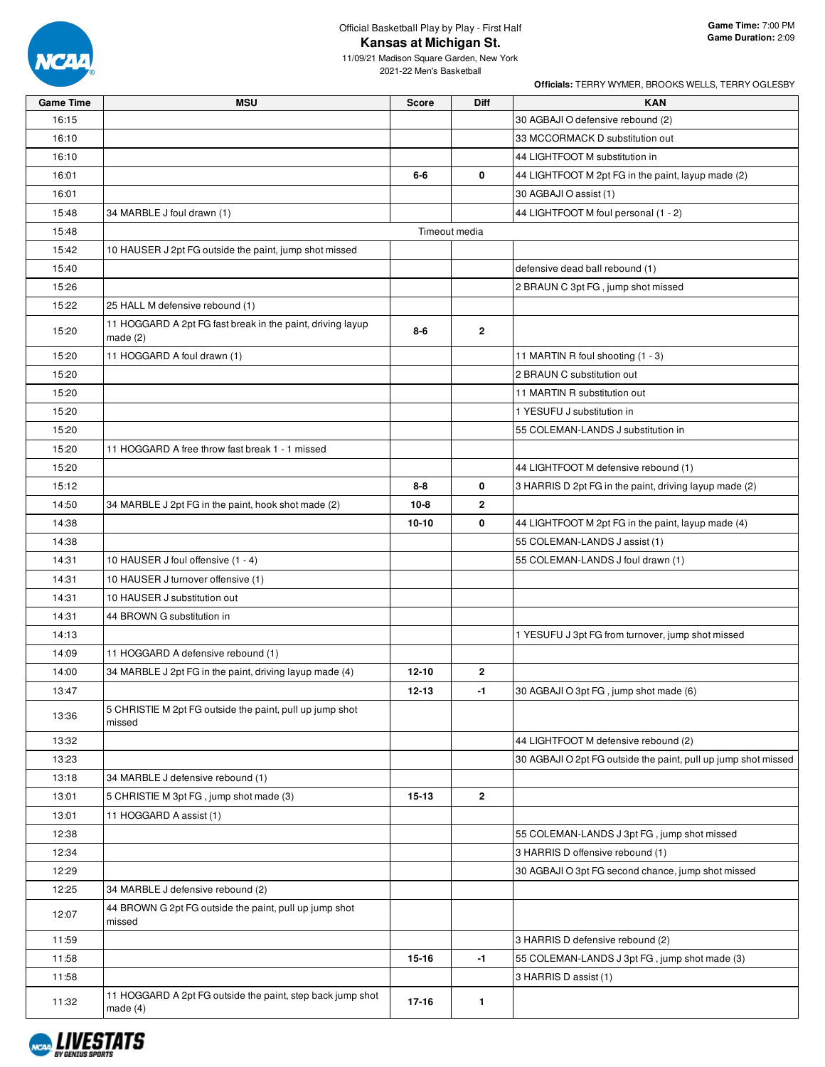Official Basketball Play by Play - First Half

# Kansas at Michigan St.

11/09/21 Madison Square Garden, New York
2021-22 Men's Basketball

**Game Time:** 7:00 PM
**Game Duration:** 2:09

**Officials:** TERRY WYMER, BROOKS WELLS, TERRY OGLESBY

| Game Time | MSU | Score | Diff | KAN |
|---|---|---|---|---|
| 16:15 | | | | 30 AGBAJI O defensive rebound (2) |
| 16:10 | | | | 33 MCCORMACK D substitution out |
| 16:10 | | | | 44 LIGHTFOOT M substitution in |
| 16:01 | | 6-6 | 0 | 44 LIGHTFOOT M 2pt FG in the paint, layup made (2) |
| 16:01 | | | | 30 AGBAJI O assist (1) |
| 15:48 | 34 MARBLE J foul drawn (1) | | | 44 LIGHTFOOT M foul personal (1 - 2) |
| 15:48 | | Timeout media | | |
| 15:42 | 10 HAUSER J 2pt FG outside the paint, jump shot missed | | | |
| 15:40 | | | | defensive dead ball rebound (1) |
| 15:26 | | | | 2 BRAUN C 3pt FG , jump shot missed |
| 15:22 | 25 HALL M defensive rebound (1) | | | |
| 15:20 | 11 HOGGARD A 2pt FG fast break in the paint, driving layup made (2) | 8-6 | 2 | |
| 15:20 | 11 HOGGARD A foul drawn (1) | | | 11 MARTIN R foul shooting (1 - 3) |
| 15:20 | | | | 2 BRAUN C substitution out |
| 15:20 | | | | 11 MARTIN R substitution out |
| 15:20 | | | | 1 YESUFU J substitution in |
| 15:20 | | | | 55 COLEMAN-LANDS J substitution in |
| 15:20 | 11 HOGGARD A free throw fast break 1 - 1 missed | | | |
| 15:20 | | | | 44 LIGHTFOOT M defensive rebound (1) |
| 15:12 | | 8-8 | 0 | 3 HARRIS D 2pt FG in the paint, driving layup made (2) |
| 14:50 | 34 MARBLE J 2pt FG in the paint, hook shot made (2) | 10-8 | 2 | |
| 14:38 | | 10-10 | 0 | 44 LIGHTFOOT M 2pt FG in the paint, layup made (4) |
| 14:38 | | | | 55 COLEMAN-LANDS J assist (1) |
| 14:31 | 10 HAUSER J foul offensive (1 - 4) | | | 55 COLEMAN-LANDS J foul drawn (1) |
| 14:31 | 10 HAUSER J turnover offensive (1) | | | |
| 14:31 | 10 HAUSER J substitution out | | | |
| 14:31 | 44 BROWN G substitution in | | | |
| 14:13 | | | | 1 YESUFU J 3pt FG from turnover, jump shot missed |
| 14:09 | 11 HOGGARD A defensive rebound (1) | | | |
| 14:00 | 34 MARBLE J 2pt FG in the paint, driving layup made (4) | 12-10 | 2 | |
| 13:47 | | 12-13 | -1 | 30 AGBAJI O 3pt FG , jump shot made (6) |
| 13:36 | 5 CHRISTIE M 2pt FG outside the paint, pull up jump shot missed | | | |
| 13:32 | | | | 44 LIGHTFOOT M defensive rebound (2) |
| 13:23 | | | | 30 AGBAJI O 2pt FG outside the paint, pull up jump shot missed |
| 13:18 | 34 MARBLE J defensive rebound (1) | | | |
| 13:01 | 5 CHRISTIE M 3pt FG , jump shot made (3) | 15-13 | 2 | |
| 13:01 | 11 HOGGARD A assist (1) | | | |
| 12:38 | | | | 55 COLEMAN-LANDS J 3pt FG , jump shot missed |
| 12:34 | | | | 3 HARRIS D offensive rebound (1) |
| 12:29 | | | | 30 AGBAJI O 3pt FG second chance, jump shot missed |
| 12:25 | 34 MARBLE J defensive rebound (2) | | | |
| 12:07 | 44 BROWN G 2pt FG outside the paint, pull up jump shot missed | | | |
| 11:59 | | | | 3 HARRIS D defensive rebound (2) |
| 11:58 | | 15-16 | -1 | 55 COLEMAN-LANDS J 3pt FG , jump shot made (3) |
| 11:58 | | | | 3 HARRIS D assist (1) |
| 11:32 | 11 HOGGARD A 2pt FG outside the paint, step back jump shot made (4) | 17-16 | 1 | |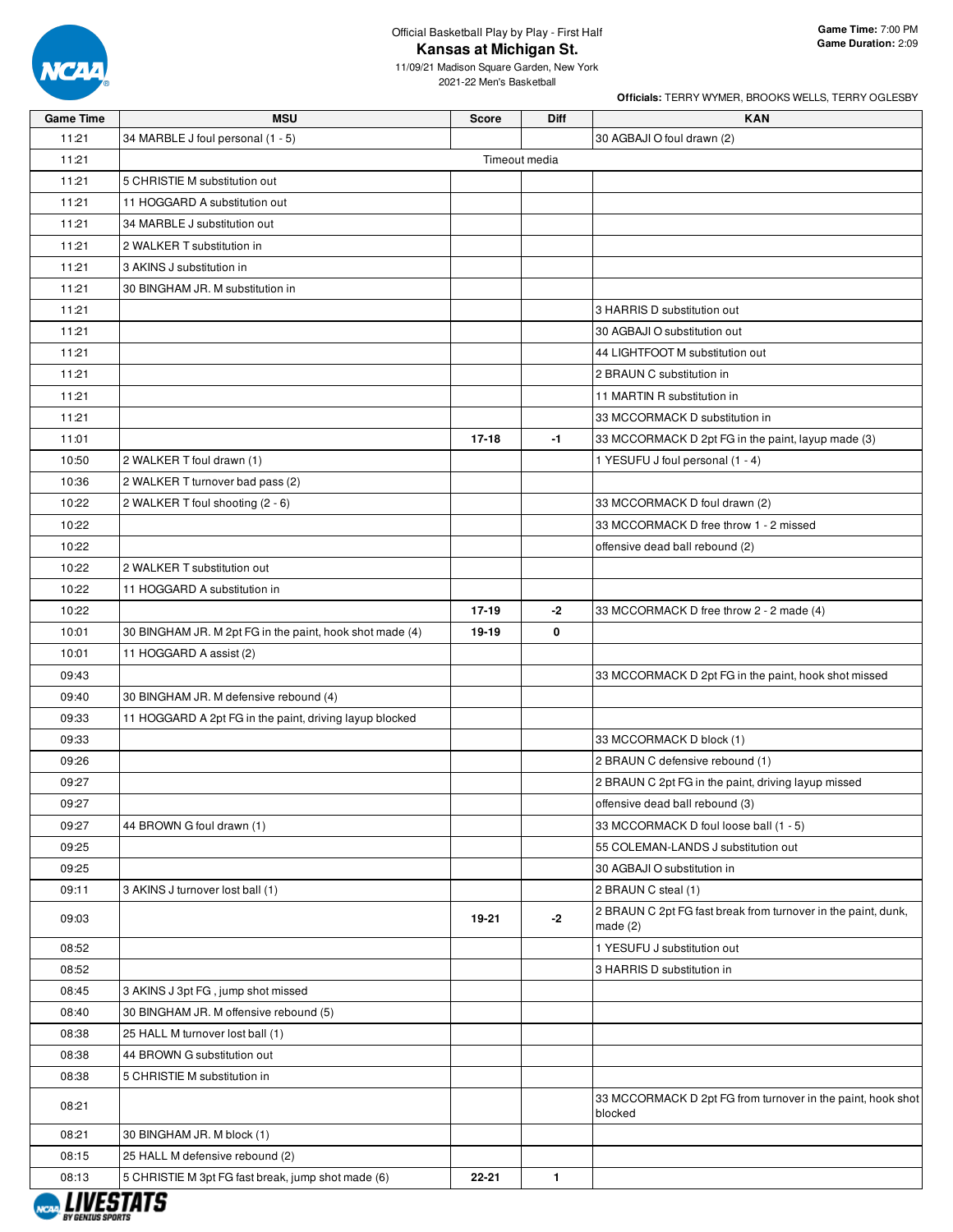Official Basketball Play by Play - First Half

# Kansas at Michigan St.

11/09/21 Madison Square Garden, New York
2021-22 Men's Basketball

**Game Time:** 7:00 PM
**Game Duration:** 2:09

**Officials:** TERRY WYMER, BROOKS WELLS, TERRY OGLESBY

| Game Time | MSU | Score | Diff | KAN |
|---|---|---|---|---|
| 11:21 | 34 MARBLE J foul personal (1 - 5) | | | 30 AGBAJI O foul drawn (2) |
| 11:21 | | Timeout media | | |
| 11:21 | 5 CHRISTIE M substitution out | | | |
| 11:21 | 11 HOGGARD A substitution out | | | |
| 11:21 | 34 MARBLE J substitution out | | | |
| 11:21 | 2 WALKER T substitution in | | | |
| 11:21 | 3 AKINS J substitution in | | | |
| 11:21 | 30 BINGHAM JR. M substitution in | | | |
| 11:21 | | | | 3 HARRIS D substitution out |
| 11:21 | | | | 30 AGBAJI O substitution out |
| 11:21 | | | | 44 LIGHTFOOT M substitution out |
| 11:21 | | | | 2 BRAUN C substitution in |
| 11:21 | | | | 11 MARTIN R substitution in |
| 11:21 | | | | 33 MCCORMACK D substitution in |
| 11:01 | | 17-18 | -1 | 33 MCCORMACK D 2pt FG in the paint, layup made (3) |
| 10:50 | 2 WALKER T foul drawn (1) | | | 1 YESUFU J foul personal (1 - 4) |
| 10:36 | 2 WALKER T turnover bad pass (2) | | | |
| 10:22 | 2 WALKER T foul shooting (2 - 6) | | | 33 MCCORMACK D foul drawn (2) |
| 10:22 | | | | 33 MCCORMACK D free throw 1 - 2 missed |
| 10:22 | | | | offensive dead ball rebound (2) |
| 10:22 | 2 WALKER T substitution out | | | |
| 10:22 | 11 HOGGARD A substitution in | | | |
| 10:22 | | 17-19 | -2 | 33 MCCORMACK D free throw 2 - 2 made (4) |
| 10:01 | 30 BINGHAM JR. M 2pt FG in the paint, hook shot made (4) | 19-19 | 0 | |
| 10:01 | 11 HOGGARD A assist (2) | | | |
| 09:43 | | | | 33 MCCORMACK D 2pt FG in the paint, hook shot missed |
| 09:40 | 30 BINGHAM JR. M defensive rebound (4) | | | |
| 09:33 | 11 HOGGARD A 2pt FG in the paint, driving layup blocked | | | |
| 09:33 | | | | 33 MCCORMACK D block (1) |
| 09:26 | | | | 2 BRAUN C defensive rebound (1) |
| 09:27 | | | | 2 BRAUN C 2pt FG in the paint, driving layup missed |
| 09:27 | | | | offensive dead ball rebound (3) |
| 09:27 | 44 BROWN G foul drawn (1) | | | 33 MCCORMACK D foul loose ball (1 - 5) |
| 09:25 | | | | 55 COLEMAN-LANDS J substitution out |
| 09:25 | | | | 30 AGBAJI O substitution in |
| 09:11 | 3 AKINS J turnover lost ball (1) | | | 2 BRAUN C steal (1) |
| 09:03 | | 19-21 | -2 | 2 BRAUN C 2pt FG fast break from turnover in the paint, dunk, made (2) |
| 08:52 | | | | 1 YESUFU J substitution out |
| 08:52 | | | | 3 HARRIS D substitution in |
| 08:45 | 3 AKINS J 3pt FG , jump shot missed | | | |
| 08:40 | 30 BINGHAM JR. M offensive rebound (5) | | | |
| 08:38 | 25 HALL M turnover lost ball (1) | | | |
| 08:38 | 44 BROWN G substitution out | | | |
| 08:38 | 5 CHRISTIE M substitution in | | | |
| 08:21 | | | | 33 MCCORMACK D 2pt FG from turnover in the paint, hook shot blocked |
| 08:21 | 30 BINGHAM JR. M block (1) | | | |
| 08:15 | 25 HALL M defensive rebound (2) | | | |
| 08:13 | 5 CHRISTIE M 3pt FG fast break, jump shot made (6) | 22-21 | 1 | |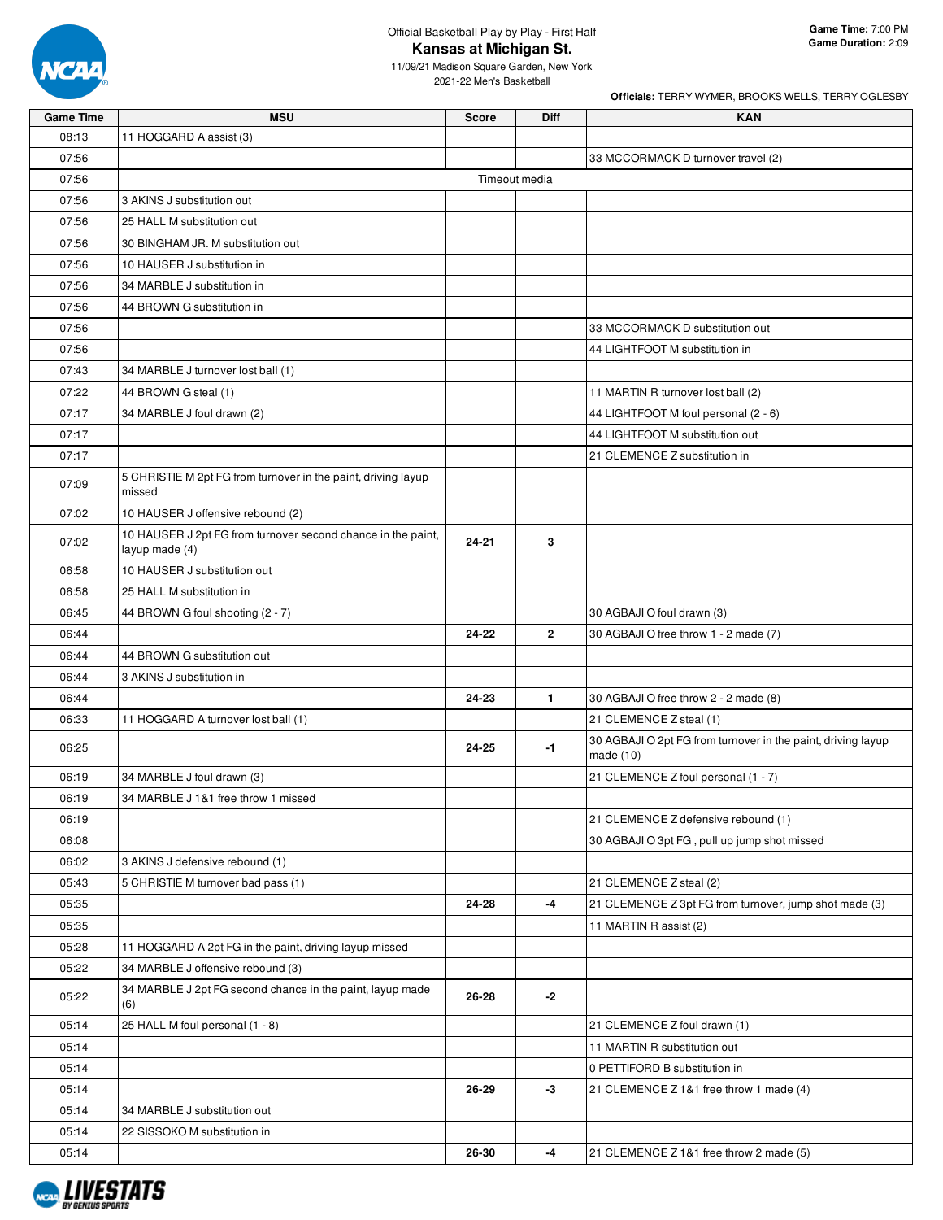Official Basketball Play by Play - First Half

# Kansas at Michigan St.

11/09/21 Madison Square Garden, New York

2021-22 Men's Basketball

**Game Time:** 7:00 PM
**Game Duration:** 2:09

**Officials:** TERRY WYMER, BROOKS WELLS, TERRY OGLESBY

| Game Time | MSU | Score | Diff | KAN |
|---|---|---|---|---|
| 08:13 | 11 HOGGARD A assist (3) | | | |
| 07:56 | | | | 33 MCCORMACK D turnover travel (2) |
| 07:56 | Timeout media | | | |
| 07:56 | 3 AKINS J substitution out | | | |
| 07:56 | 25 HALL M substitution out | | | |
| 07:56 | 30 BINGHAM JR. M substitution out | | | |
| 07:56 | 10 HAUSER J substitution in | | | |
| 07:56 | 34 MARBLE J substitution in | | | |
| 07:56 | 44 BROWN G substitution in | | | |
| 07:56 | | | | 33 MCCORMACK D substitution out |
| 07:56 | | | | 44 LIGHTFOOT M substitution in |
| 07:43 | 34 MARBLE J turnover lost ball (1) | | | |
| 07:22 | 44 BROWN G steal (1) | | | 11 MARTIN R turnover lost ball (2) |
| 07:17 | 34 MARBLE J foul drawn (2) | | | 44 LIGHTFOOT M foul personal (2 - 6) |
| 07:17 | | | | 44 LIGHTFOOT M substitution out |
| 07:17 | | | | 21 CLEMENCE Z substitution in |
| 07:09 | 5 CHRISTIE M 2pt FG from turnover in the paint, driving layup missed | | | |
| 07:02 | 10 HAUSER J offensive rebound (2) | | | |
| 07:02 | 10 HAUSER J 2pt FG from turnover second chance in the paint, layup made (4) | 24-21 | 3 | |
| 06:58 | 10 HAUSER J substitution out | | | |
| 06:58 | 25 HALL M substitution in | | | |
| 06:45 | 44 BROWN G foul shooting (2 - 7) | | | 30 AGBAJI O foul drawn (3) |
| 06:44 | | 24-22 | 2 | 30 AGBAJI O free throw 1 - 2 made (7) |
| 06:44 | 44 BROWN G substitution out | | | |
| 06:44 | 3 AKINS J substitution in | | | |
| 06:44 | | 24-23 | 1 | 30 AGBAJI O free throw 2 - 2 made (8) |
| 06:33 | 11 HOGGARD A turnover lost ball (1) | | | 21 CLEMENCE Z steal (1) |
| 06:25 | | 24-25 | -1 | 30 AGBAJI O 2pt FG from turnover in the paint, driving layup made (10) |
| 06:19 | 34 MARBLE J foul drawn (3) | | | 21 CLEMENCE Z foul personal (1 - 7) |
| 06:19 | 34 MARBLE J 1&1 free throw 1 missed | | | |
| 06:19 | | | | 21 CLEMENCE Z defensive rebound (1) |
| 06:08 | | | | 30 AGBAJI O 3pt FG , pull up jump shot missed |
| 06:02 | 3 AKINS J defensive rebound (1) | | | |
| 05:43 | 5 CHRISTIE M turnover bad pass (1) | | | 21 CLEMENCE Z steal (2) |
| 05:35 | | 24-28 | -4 | 21 CLEMENCE Z 3pt FG from turnover, jump shot made (3) |
| 05:35 | | | | 11 MARTIN R assist (2) |
| 05:28 | 11 HOGGARD A 2pt FG in the paint, driving layup missed | | | |
| 05:22 | 34 MARBLE J offensive rebound (3) | | | |
| 05:22 | 34 MARBLE J 2pt FG second chance in the paint, layup made (6) | 26-28 | -2 | |
| 05:14 | 25 HALL M foul personal (1 - 8) | | | 21 CLEMENCE Z foul drawn (1) |
| 05:14 | | | | 11 MARTIN R substitution out |
| 05:14 | | | | 0 PETTIFORD B substitution in |
| 05:14 | | 26-29 | -3 | 21 CLEMENCE Z 1&1 free throw 1 made (4) |
| 05:14 | 34 MARBLE J substitution out | | | |
| 05:14 | 22 SISSOKO M substitution in | | | |
| 05:14 | | 26-30 | -4 | 21 CLEMENCE Z 1&1 free throw 2 made (5) |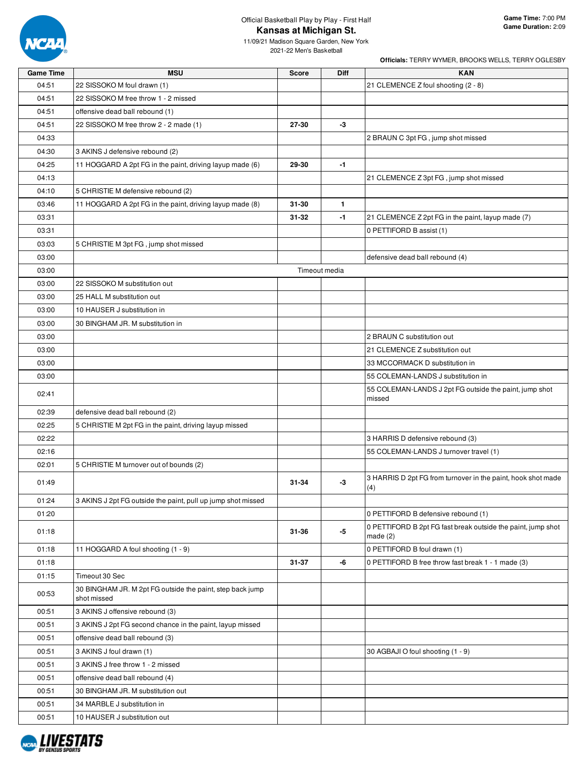Official Basketball Play by Play - First Half

# Kansas at Michigan St.

11/09/21 Madison Square Garden, New York

2021-22 Men's Basketball

**Game Time:** 7:00 PM
**Game Duration:** 2:09

**Officials:** TERRY WYMER, BROOKS WELLS, TERRY OGLESBY

| Game Time | MSU | Score | Diff | KAN |
|---|---|---|---|---|
| 04:51 | 22 SISSOKO M foul drawn (1) | | | 21 CLEMENCE Z foul shooting (2 - 8) |
| 04:51 | 22 SISSOKO M free throw 1 - 2 missed | | | |
| 04:51 | offensive dead ball rebound (1) | | | |
| 04:51 | 22 SISSOKO M free throw 2 - 2 made (1) | 27-30 | -3 | |
| 04:33 | | | | 2 BRAUN C 3pt FG , jump shot missed |
| 04:30 | 3 AKINS J defensive rebound (2) | | | |
| 04:25 | 11 HOGGARD A 2pt FG in the paint, driving layup made (6) | 29-30 | -1 | |
| 04:13 | | | | 21 CLEMENCE Z 3pt FG , jump shot missed |
| 04:10 | 5 CHRISTIE M defensive rebound (2) | | | |
| 03:46 | 11 HOGGARD A 2pt FG in the paint, driving layup made (8) | 31-30 | 1 | |
| 03:31 | | 31-32 | -1 | 21 CLEMENCE Z 2pt FG in the paint, layup made (7) |
| 03:31 | | | | 0 PETTIFORD B assist (1) |
| 03:03 | 5 CHRISTIE M 3pt FG , jump shot missed | | | |
| 03:00 | | | | defensive dead ball rebound (4) |
| 03:00 | | Timeout media | | |
| 03:00 | 22 SISSOKO M substitution out | | | |
| 03:00 | 25 HALL M substitution out | | | |
| 03:00 | 10 HAUSER J substitution in | | | |
| 03:00 | 30 BINGHAM JR. M substitution in | | | |
| 03:00 | | | | 2 BRAUN C substitution out |
| 03:00 | | | | 21 CLEMENCE Z substitution out |
| 03:00 | | | | 33 MCCORMACK D substitution in |
| 03:00 | | | | 55 COLEMAN-LANDS J substitution in |
| 02:41 | | | | 55 COLEMAN-LANDS J 2pt FG outside the paint, jump shot missed |
| 02:39 | defensive dead ball rebound (2) | | | |
| 02:25 | 5 CHRISTIE M 2pt FG in the paint, driving layup missed | | | |
| 02:22 | | | | 3 HARRIS D defensive rebound (3) |
| 02:16 | | | | 55 COLEMAN-LANDS J turnover travel (1) |
| 02:01 | 5 CHRISTIE M turnover out of bounds (2) | | | |
| 01:49 | | 31-34 | -3 | 3 HARRIS D 2pt FG from turnover in the paint, hook shot made (4) |
| 01:24 | 3 AKINS J 2pt FG outside the paint, pull up jump shot missed | | | |
| 01:20 | | | | 0 PETTIFORD B defensive rebound (1) |
| 01:18 | | 31-36 | -5 | 0 PETTIFORD B 2pt FG fast break outside the paint, jump shot made (2) |
| 01:18 | 11 HOGGARD A foul shooting (1 - 9) | | | 0 PETTIFORD B foul drawn (1) |
| 01:18 | | 31-37 | -6 | 0 PETTIFORD B free throw fast break 1 - 1 made (3) |
| 01:15 | Timeout 30 Sec | | | |
| 00:53 | 30 BINGHAM JR. M 2pt FG outside the paint, step back jump shot missed | | | |
| 00:51 | 3 AKINS J offensive rebound (3) | | | |
| 00:51 | 3 AKINS J 2pt FG second chance in the paint, layup missed | | | |
| 00:51 | offensive dead ball rebound (3) | | | |
| 00:51 | 3 AKINS J foul drawn (1) | | | 30 AGBAJI O foul shooting (1 - 9) |
| 00:51 | 3 AKINS J free throw 1 - 2 missed | | | |
| 00:51 | offensive dead ball rebound (4) | | | |
| 00:51 | 30 BINGHAM JR. M substitution out | | | |
| 00:51 | 34 MARBLE J substitution in | | | |
| 00:51 | 10 HAUSER J substitution out | | | |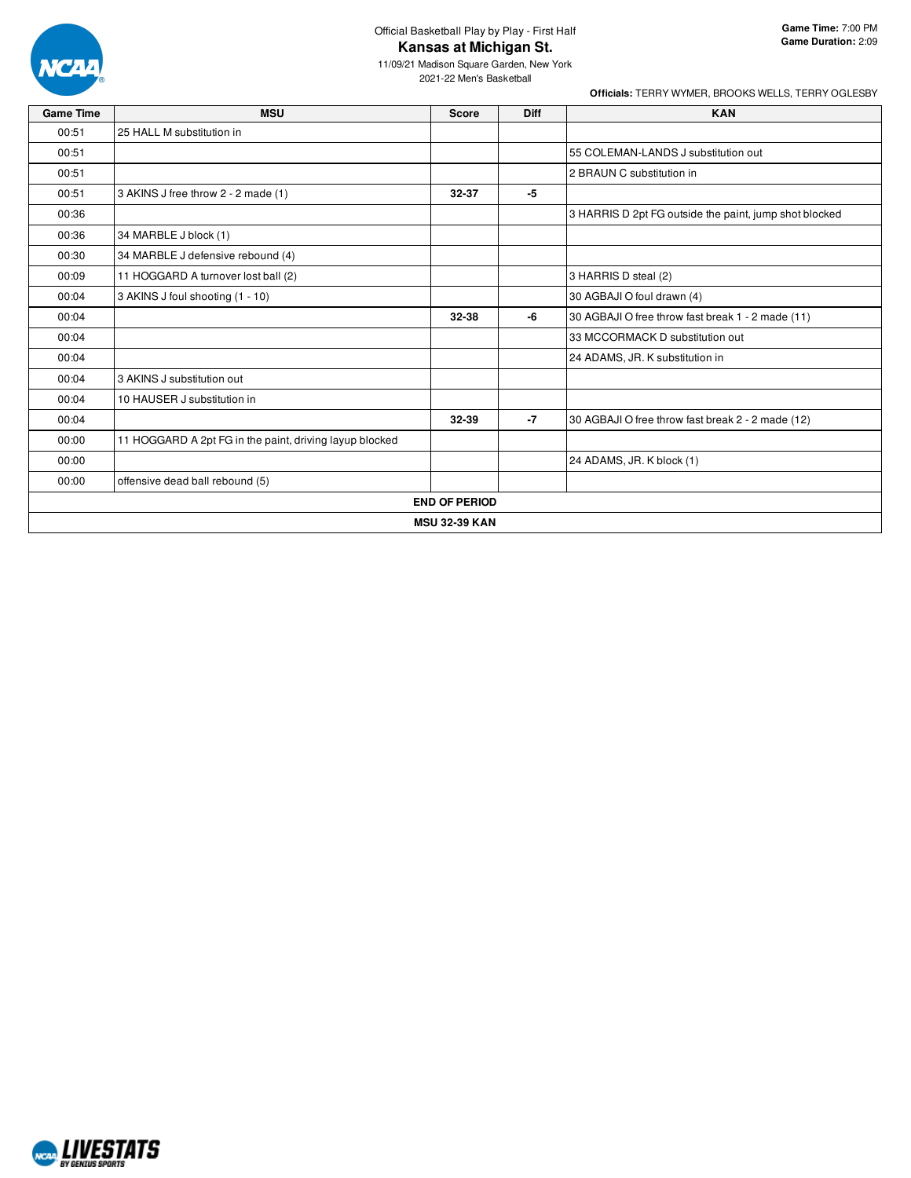Official Basketball Play by Play - First Half

# Kansas at Michigan St.

11/09/21 Madison Square Garden, New York
2021-22 Men's Basketball

**Game Time:** 7:00 PM
**Game Duration:** 2:09

**Officials:** TERRY WYMER, BROOKS WELLS, TERRY OGLESBY

| Game Time | MSU | Score | Diff | KAN |
|---|---|---|---|---|
| 00:51 | 25 HALL M substitution in | | | |
| 00:51 | | | | 55 COLEMAN-LANDS J substitution out |
| 00:51 | | | | 2 BRAUN C substitution in |
| 00:51 | 3 AKINS J free throw 2 - 2 made (1) | 32-37 | -5 | |
| 00:36 | | | | 3 HARRIS D 2pt FG outside the paint, jump shot blocked |
| 00:36 | 34 MARBLE J block (1) | | | |
| 00:30 | 34 MARBLE J defensive rebound (4) | | | |
| 00:09 | 11 HOGGARD A turnover lost ball (2) | | | 3 HARRIS D steal (2) |
| 00:04 | 3 AKINS J foul shooting (1 - 10) | | | 30 AGBAJI O foul drawn (4) |
| 00:04 | | 32-38 | -6 | 30 AGBAJI O free throw fast break 1 - 2 made (11) |
| 00:04 | | | | 33 MCCORMACK D substitution out |
| 00:04 | | | | 24 ADAMS, JR. K substitution in |
| 00:04 | 3 AKINS J substitution out | | | |
| 00:04 | 10 HAUSER J substitution in | | | |
| 00:04 | | 32-39 | -7 | 30 AGBAJI O free throw fast break 2 - 2 made (12) |
| 00:00 | 11 HOGGARD A 2pt FG in the paint, driving layup blocked | | | |
| 00:00 | | | | 24 ADAMS, JR. K block (1) |
| 00:00 | offensive dead ball rebound (5) | | | |

**END OF PERIOD**

**MSU 32-39 KAN**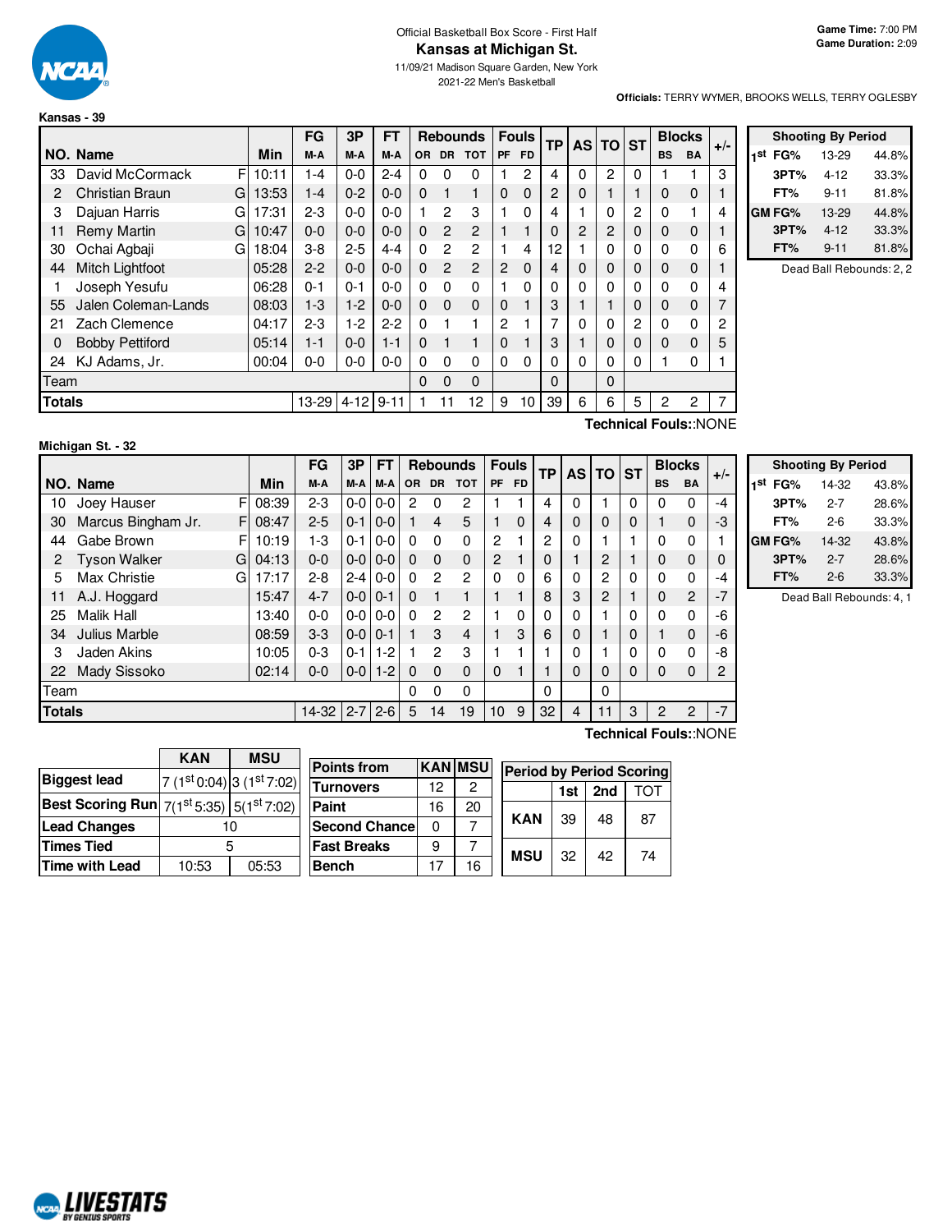Official Basketball Box Score - First Half

# Kansas at Michigan St.

11/09/21 Madison Square Garden, New York

2021-22 Men's Basketball

**Game Time:** 7:00 PM
**Game Duration:** 2:09

**Officials:** TERRY WYMER, BROOKS WELLS, TERRY OGLESBY

## Kansas - 39

| NO. | Name | | Min | FG M-A | 3P M-A | FT M-A | OR | DR | TOT | PF | FD | TP | AS | TO | ST | BS | BA | +/- |
|---|---|---|---|---|---|---|---|---|---|---|---|---|---|---|---|---|---|---|
| 33 | David McCormack | F | 10:11 | 1-4 | 0-0 | 2-4 | 0 | 0 | 0 | 1 | 2 | 4 | 0 | 2 | 0 | 1 | 1 | 3 |
| 2 | Christian Braun | G | 13:53 | 1-4 | 0-2 | 0-0 | 0 | 1 | 1 | 0 | 0 | 2 | 0 | 1 | 1 | 0 | 0 | 1 |
| 3 | Dajuan Harris | G | 17:31 | 2-3 | 0-0 | 0-0 | 1 | 2 | 3 | 1 | 0 | 4 | 1 | 0 | 2 | 0 | 1 | 4 |
| 11 | Remy Martin | G | 10:47 | 0-0 | 0-0 | 0-0 | 0 | 2 | 2 | 1 | 1 | 0 | 2 | 2 | 0 | 0 | 0 | 1 |
| 30 | Ochai Agbaji | G | 18:04 | 3-8 | 2-5 | 4-4 | 0 | 2 | 2 | 1 | 4 | 12 | 1 | 0 | 0 | 0 | 0 | 6 |
| 44 | Mitch Lightfoot | | 05:28 | 2-2 | 0-0 | 0-0 | 0 | 2 | 2 | 2 | 0 | 4 | 0 | 0 | 0 | 0 | 0 | 1 |
| 1 | Joseph Yesufu | | 06:28 | 0-1 | 0-1 | 0-0 | 0 | 0 | 0 | 1 | 0 | 0 | 0 | 0 | 0 | 0 | 0 | 4 |
| 55 | Jalen Coleman-Lands | | 08:03 | 1-3 | 1-2 | 0-0 | 0 | 0 | 0 | 0 | 1 | 3 | 1 | 1 | 0 | 0 | 0 | 7 |
| 21 | Zach Clemence | | 04:17 | 2-3 | 1-2 | 2-2 | 0 | 1 | 1 | 2 | 1 | 7 | 0 | 0 | 2 | 0 | 0 | 2 |
| 0 | Bobby Pettiford | | 05:14 | 1-1 | 0-0 | 1-1 | 0 | 1 | 1 | 0 | 1 | 3 | 1 | 0 | 0 | 0 | 0 | 5 |
| 24 | KJ Adams, Jr. | | 00:04 | 0-0 | 0-0 | 0-0 | 0 | 0 | 0 | 0 | 0 | 0 | 0 | 0 | 0 | 1 | 0 | 1 |
| Team | | | | | | | 0 | 0 | 0 | | | 0 | | 0 | | | | |
| Totals | | | | 13-29 | 4-12 | 9-11 | 1 | 11 | 12 | 9 | 10 | 39 | 6 | 6 | 5 | 2 | 2 | 7 |

Technical Fouls::NONE

| Shooting By Period | | |
|---|---|---|
| 1st FG% | 13-29 | 44.8% |
| 3PT% | 4-12 | 33.3% |
| FT% | 9-11 | 81.8% |
| GM FG% | 13-29 | 44.8% |
| 3PT% | 4-12 | 33.3% |
| FT% | 9-11 | 81.8% |

Dead Ball Rebounds: 2, 2

## Michigan St. - 32

| NO. | Name | | Min | FG M-A | 3P M-A | FT M-A | OR | DR | TOT | PF | FD | TP | AS | TO | ST | BS | BA | +/- |
|---|---|---|---|---|---|---|---|---|---|---|---|---|---|---|---|---|---|---|
| 10 | Joey Hauser | F | 08:39 | 2-3 | 0-0 | 0-0 | 2 | 0 | 2 | 1 | 1 | 4 | 0 | 1 | 0 | 0 | 0 | -4 |
| 30 | Marcus Bingham Jr. | F | 08:47 | 2-5 | 0-1 | 0-0 | 1 | 4 | 5 | 1 | 0 | 4 | 0 | 0 | 0 | 1 | 0 | -3 |
| 44 | Gabe Brown | F | 10:19 | 1-3 | 0-1 | 0-0 | 0 | 0 | 0 | 2 | 1 | 2 | 0 | 1 | 1 | 0 | 0 | 1 |
| 2 | Tyson Walker | G | 04:13 | 0-0 | 0-0 | 0-0 | 0 | 0 | 0 | 2 | 1 | 0 | 1 | 2 | 1 | 0 | 0 | 0 |
| 5 | Max Christie | G | 17:17 | 2-8 | 2-4 | 0-0 | 0 | 2 | 2 | 0 | 0 | 6 | 0 | 2 | 0 | 0 | 0 | -4 |
| 11 | A.J. Hoggard | | 15:47 | 4-7 | 0-0 | 0-1 | 0 | 1 | 1 | 1 | 1 | 8 | 3 | 2 | 1 | 0 | 2 | -7 |
| 25 | Malik Hall | | 13:40 | 0-0 | 0-0 | 0-0 | 0 | 2 | 2 | 1 | 0 | 0 | 0 | 1 | 0 | 0 | 0 | -6 |
| 34 | Julius Marble | | 08:59 | 3-3 | 0-0 | 0-1 | 1 | 3 | 4 | 1 | 3 | 6 | 0 | 1 | 0 | 1 | 0 | -6 |
| 3 | Jaden Akins | | 10:05 | 0-3 | 0-1 | 1-2 | 1 | 2 | 3 | 1 | 1 | 1 | 0 | 1 | 0 | 0 | 0 | -8 |
| 22 | Mady Sissoko | | 02:14 | 0-0 | 0-0 | 1-2 | 0 | 0 | 0 | 0 | 1 | 1 | 0 | 0 | 0 | 0 | 0 | 2 |
| Team | | | | | | | 0 | 0 | 0 | | | 0 | | 0 | | | | |
| Totals | | | | 14-32 | 2-7 | 2-6 | 5 | 14 | 19 | 10 | 9 | 32 | 4 | 11 | 3 | 2 | 2 | -7 |

Technical Fouls::NONE

| Shooting By Period | | |
|---|---|---|
| 1st FG% | 14-32 | 43.8% |
| 3PT% | 2-7 | 28.6% |
| FT% | 2-6 | 33.3% |
| GM FG% | 14-32 | 43.8% |
| 3PT% | 2-7 | 28.6% |
| FT% | 2-6 | 33.3% |

Dead Ball Rebounds: 4, 1

| | KAN | MSU |
|---|---|---|
| Biggest lead | 7 (1st 0:04) | 3 (1st 7:02) |
| Best Scoring Run | 7(1st 5:35) | 5(1st 7:02) |
| Lead Changes | 10 | |
| Times Tied | 5 | |
| Time with Lead | 10:53 | 05:53 |

| Points from | KAN | MSU |
|---|---|---|
| Turnovers | 12 | 2 |
| Paint | 16 | 20 |
| Second Chance | 0 | 7 |
| Fast Breaks | 9 | 7 |
| Bench | 17 | 16 |

| Period by Period Scoring | 1st | 2nd | TOT |
|---|---|---|---|
| KAN | 39 | 48 | 87 |
| MSU | 32 | 42 | 74 |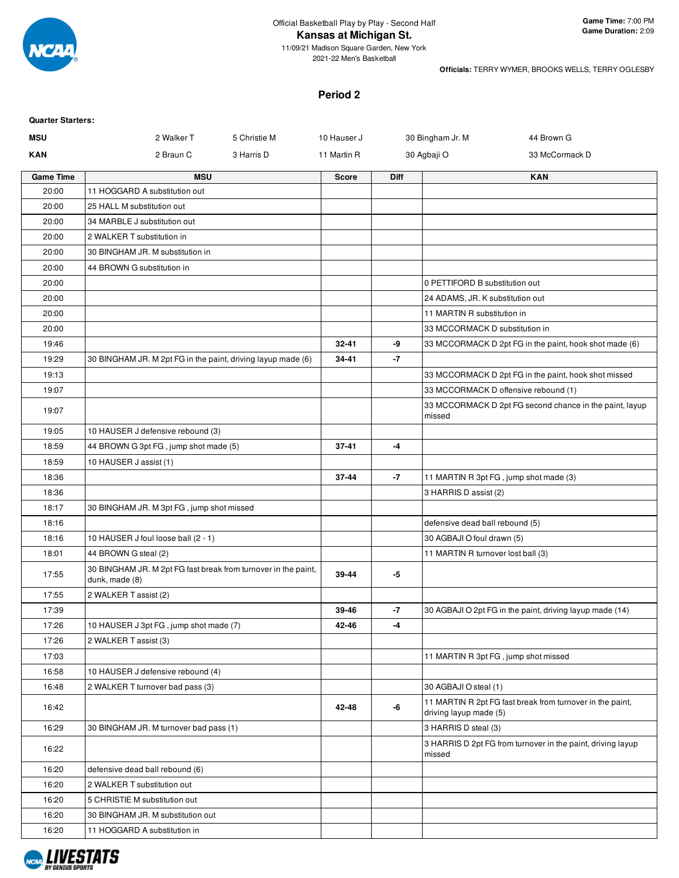Official Basketball Play by Play - Second Half

# Kansas at Michigan St.

11/09/21 Madison Square Garden, New York

2021-22 Men's Basketball

**Game Time:** 7:00 PM
**Game Duration:** 2:09

**Officials:** TERRY WYMER, BROOKS WELLS, TERRY OGLESBY

## Period 2

**Quarter Starters:**

| | | | | | |
|---|---|---|---|---|---|
| **MSU** | 2 Walker T | 5 Christie M | 10 Hauser J | 30 Bingham Jr. M | 44 Brown G |
| **KAN** | 2 Braun C | 3 Harris D | 11 Martin R | 30 Agbaji O | 33 McCormack D |

| Game Time | MSU | Score | Diff | KAN |
|---|---|---|---|---|
| 20:00 | 11 HOGGARD A substitution out | | | |
| 20:00 | 25 HALL M substitution out | | | |
| 20:00 | 34 MARBLE J substitution out | | | |
| 20:00 | 2 WALKER T substitution in | | | |
| 20:00 | 30 BINGHAM JR. M substitution in | | | |
| 20:00 | 44 BROWN G substitution in | | | |
| 20:00 | | | | 0 PETTIFORD B substitution out |
| 20:00 | | | | 24 ADAMS, JR. K substitution out |
| 20:00 | | | | 11 MARTIN R substitution in |
| 20:00 | | | | 33 MCCORMACK D substitution in |
| 19:46 | | 32-41 | -9 | 33 MCCORMACK D 2pt FG in the paint, hook shot made (6) |
| 19:29 | 30 BINGHAM JR. M 2pt FG in the paint, driving layup made (6) | 34-41 | -7 | |
| 19:13 | | | | 33 MCCORMACK D 2pt FG in the paint, hook shot missed |
| 19:07 | | | | 33 MCCORMACK D offensive rebound (1) |
| 19:07 | | | | 33 MCCORMACK D 2pt FG second chance in the paint, layup missed |
| 19:05 | 10 HAUSER J defensive rebound (3) | | | |
| 18:59 | 44 BROWN G 3pt FG , jump shot made (5) | 37-41 | -4 | |
| 18:59 | 10 HAUSER J assist (1) | | | |
| 18:36 | | 37-44 | -7 | 11 MARTIN R 3pt FG , jump shot made (3) |
| 18:36 | | | | 3 HARRIS D assist (2) |
| 18:17 | 30 BINGHAM JR. M 3pt FG , jump shot missed | | | |
| 18:16 | | | | defensive dead ball rebound (5) |
| 18:16 | 10 HAUSER J foul loose ball (2 - 1) | | | 30 AGBAJI O foul drawn (5) |
| 18:01 | 44 BROWN G steal (2) | | | 11 MARTIN R turnover lost ball (3) |
| 17:55 | 30 BINGHAM JR. M 2pt FG fast break from turnover in the paint, dunk, made (8) | 39-44 | -5 | |
| 17:55 | 2 WALKER T assist (2) | | | |
| 17:39 | | 39-46 | -7 | 30 AGBAJI O 2pt FG in the paint, driving layup made (14) |
| 17:26 | 10 HAUSER J 3pt FG , jump shot made (7) | 42-46 | -4 | |
| 17:26 | 2 WALKER T assist (3) | | | |
| 17:03 | | | | 11 MARTIN R 3pt FG , jump shot missed |
| 16:58 | 10 HAUSER J defensive rebound (4) | | | |
| 16:48 | 2 WALKER T turnover bad pass (3) | | | 30 AGBAJI O steal (1) |
| 16:42 | | 42-48 | -6 | 11 MARTIN R 2pt FG fast break from turnover in the paint, driving layup made (5) |
| 16:29 | 30 BINGHAM JR. M turnover bad pass (1) | | | 3 HARRIS D steal (3) |
| 16:22 | | | | 3 HARRIS D 2pt FG from turnover in the paint, driving layup missed |
| 16:20 | defensive dead ball rebound (6) | | | |
| 16:20 | 2 WALKER T substitution out | | | |
| 16:20 | 5 CHRISTIE M substitution out | | | |
| 16:20 | 30 BINGHAM JR. M substitution out | | | |
| 16:20 | 11 HOGGARD A substitution in | | | |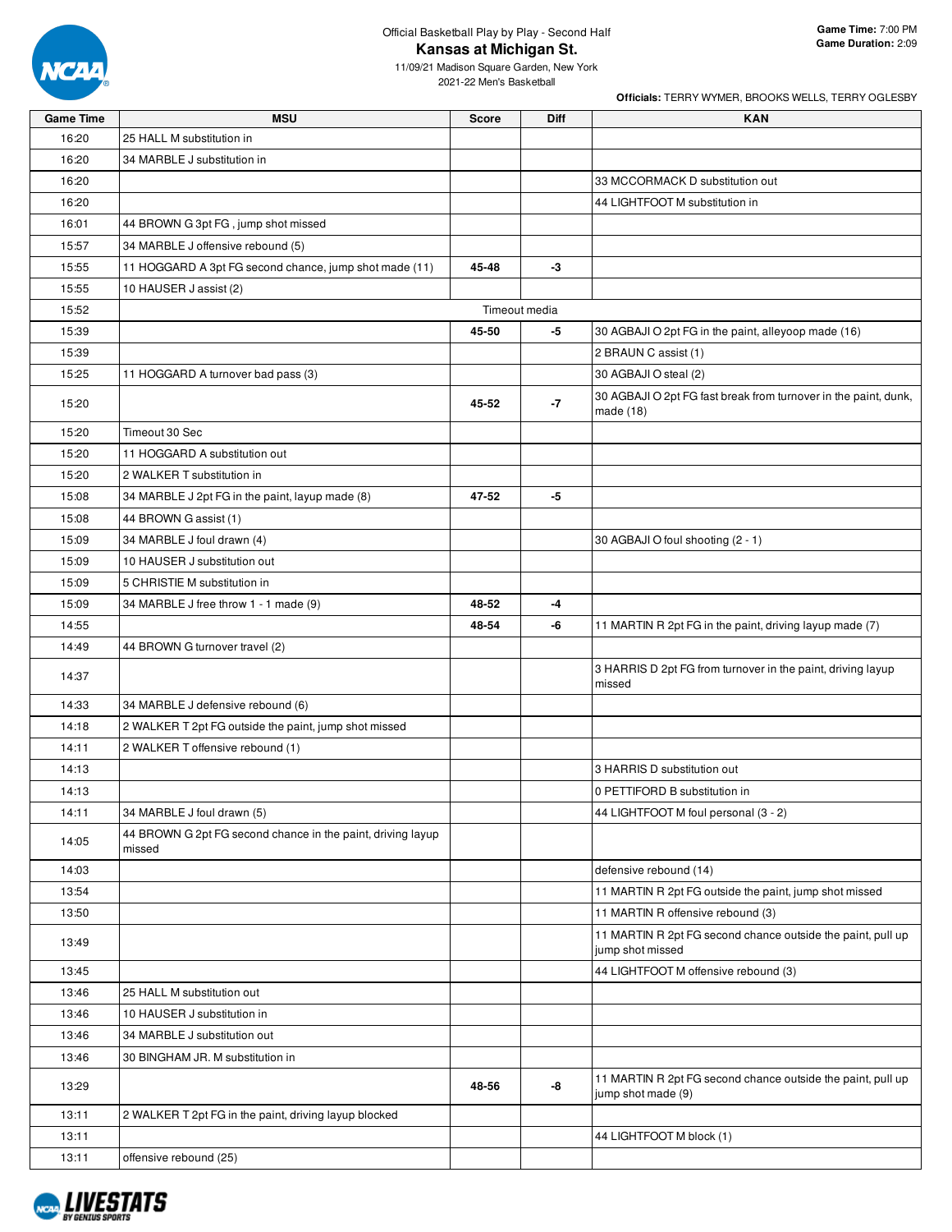Official Basketball Play by Play - Second Half

# Kansas at Michigan St.

11/09/21 Madison Square Garden, New York

2021-22 Men's Basketball

**Game Time:** 7:00 PM
**Game Duration:** 2:09

**Officials:** TERRY WYMER, BROOKS WELLS, TERRY OGLESBY

| Game Time | MSU | Score | Diff | KAN |
|---|---|---|---|---|
| 16:20 | 25 HALL M substitution in | | | |
| 16:20 | 34 MARBLE J substitution in | | | |
| 16:20 | | | | 33 MCCORMACK D substitution out |
| 16:20 | | | | 44 LIGHTFOOT M substitution in |
| 16:01 | 44 BROWN G 3pt FG , jump shot missed | | | |
| 15:57 | 34 MARBLE J offensive rebound (5) | | | |
| 15:55 | 11 HOGGARD A 3pt FG second chance, jump shot made (11) | 45-48 | -3 | |
| 15:55 | 10 HAUSER J assist (2) | | | |
| 15:52 | Timeout media | | | |
| 15:39 | | 45-50 | -5 | 30 AGBAJI O 2pt FG in the paint, alleyoop made (16) |
| 15:39 | | | | 2 BRAUN C assist (1) |
| 15:25 | 11 HOGGARD A turnover bad pass (3) | | | 30 AGBAJI O steal (2) |
| 15:20 | | 45-52 | -7 | 30 AGBAJI O 2pt FG fast break from turnover in the paint, dunk, made (18) |
| 15:20 | Timeout 30 Sec | | | |
| 15:20 | 11 HOGGARD A substitution out | | | |
| 15:20 | 2 WALKER T substitution in | | | |
| 15:08 | 34 MARBLE J 2pt FG in the paint, layup made (8) | 47-52 | -5 | |
| 15:08 | 44 BROWN G assist (1) | | | |
| 15:09 | 34 MARBLE J foul drawn (4) | | | 30 AGBAJI O foul shooting (2 - 1) |
| 15:09 | 10 HAUSER J substitution out | | | |
| 15:09 | 5 CHRISTIE M substitution in | | | |
| 15:09 | 34 MARBLE J free throw 1 - 1 made (9) | 48-52 | -4 | |
| 14:55 | | 48-54 | -6 | 11 MARTIN R 2pt FG in the paint, driving layup made (7) |
| 14:49 | 44 BROWN G turnover travel (2) | | | |
| 14:37 | | | | 3 HARRIS D 2pt FG from turnover in the paint, driving layup missed |
| 14:33 | 34 MARBLE J defensive rebound (6) | | | |
| 14:18 | 2 WALKER T 2pt FG outside the paint, jump shot missed | | | |
| 14:11 | 2 WALKER T offensive rebound (1) | | | |
| 14:13 | | | | 3 HARRIS D substitution out |
| 14:13 | | | | 0 PETTIFORD B substitution in |
| 14:11 | 34 MARBLE J foul drawn (5) | | | 44 LIGHTFOOT M foul personal (3 - 2) |
| 14:05 | 44 BROWN G 2pt FG second chance in the paint, driving layup missed | | | |
| 14:03 | | | | defensive rebound (14) |
| 13:54 | | | | 11 MARTIN R 2pt FG outside the paint, jump shot missed |
| 13:50 | | | | 11 MARTIN R offensive rebound (3) |
| 13:49 | | | | 11 MARTIN R 2pt FG second chance outside the paint, pull up jump shot missed |
| 13:45 | | | | 44 LIGHTFOOT M offensive rebound (3) |
| 13:46 | 25 HALL M substitution out | | | |
| 13:46 | 10 HAUSER J substitution in | | | |
| 13:46 | 34 MARBLE J substitution out | | | |
| 13:46 | 30 BINGHAM JR. M substitution in | | | |
| 13:29 | | 48-56 | -8 | 11 MARTIN R 2pt FG second chance outside the paint, pull up jump shot made (9) |
| 13:11 | 2 WALKER T 2pt FG in the paint, driving layup blocked | | | |
| 13:11 | | | | 44 LIGHTFOOT M block (1) |
| 13:11 | offensive rebound (25) | | | |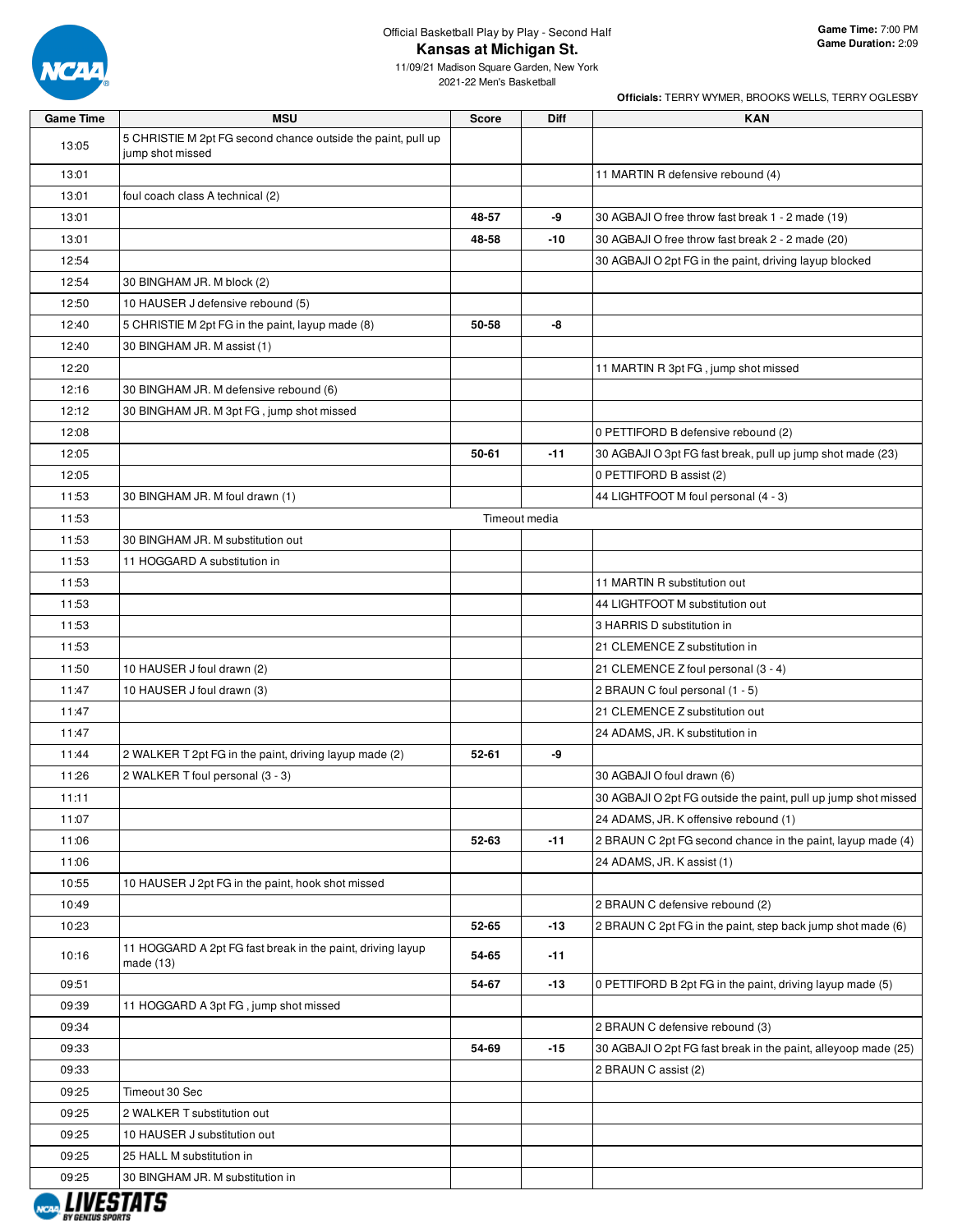Official Basketball Play by Play - Second Half

# Kansas at Michigan St.

11/09/21 Madison Square Garden, New York

2021-22 Men's Basketball

**Game Time:** 7:00 PM
**Game Duration:** 2:09

**Officials:** TERRY WYMER, BROOKS WELLS, TERRY OGLESBY

| Game Time | MSU | Score | Diff | KAN |
|---|---|---|---|---|
| 13:05 | 5 CHRISTIE M 2pt FG second chance outside the paint, pull up jump shot missed | | | |
| 13:01 | | | | 11 MARTIN R defensive rebound (4) |
| 13:01 | foul coach class A technical (2) | | | |
| 13:01 | | 48-57 | -9 | 30 AGBAJI O free throw fast break 1 - 2 made (19) |
| 13:01 | | 48-58 | -10 | 30 AGBAJI O free throw fast break 2 - 2 made (20) |
| 12:54 | | | | 30 AGBAJI O 2pt FG in the paint, driving layup blocked |
| 12:54 | 30 BINGHAM JR. M block (2) | | | |
| 12:50 | 10 HAUSER J defensive rebound (5) | | | |
| 12:40 | 5 CHRISTIE M 2pt FG in the paint, layup made (8) | 50-58 | -8 | |
| 12:40 | 30 BINGHAM JR. M assist (1) | | | |
| 12:20 | | | | 11 MARTIN R 3pt FG , jump shot missed |
| 12:16 | 30 BINGHAM JR. M defensive rebound (6) | | | |
| 12:12 | 30 BINGHAM JR. M 3pt FG , jump shot missed | | | |
| 12:08 | | | | 0 PETTIFORD B defensive rebound (2) |
| 12:05 | | 50-61 | -11 | 30 AGBAJI O 3pt FG fast break, pull up jump shot made (23) |
| 12:05 | | | | 0 PETTIFORD B assist (2) |
| 11:53 | 30 BINGHAM JR. M foul drawn (1) | | | 44 LIGHTFOOT M foul personal (4 - 3) |
| 11:53 | Timeout media | | | |
| 11:53 | 30 BINGHAM JR. M substitution out | | | |
| 11:53 | 11 HOGGARD A substitution in | | | |
| 11:53 | | | | 11 MARTIN R substitution out |
| 11:53 | | | | 44 LIGHTFOOT M substitution out |
| 11:53 | | | | 3 HARRIS D substitution in |
| 11:53 | | | | 21 CLEMENCE Z substitution in |
| 11:50 | 10 HAUSER J foul drawn (2) | | | 21 CLEMENCE Z foul personal (3 - 4) |
| 11:47 | 10 HAUSER J foul drawn (3) | | | 2 BRAUN C foul personal (1 - 5) |
| 11:47 | | | | 21 CLEMENCE Z substitution out |
| 11:47 | | | | 24 ADAMS, JR. K substitution in |
| 11:44 | 2 WALKER T 2pt FG in the paint, driving layup made (2) | 52-61 | -9 | |
| 11:26 | 2 WALKER T foul personal (3 - 3) | | | 30 AGBAJI O foul drawn (6) |
| 11:11 | | | | 30 AGBAJI O 2pt FG outside the paint, pull up jump shot missed |
| 11:07 | | | | 24 ADAMS, JR. K offensive rebound (1) |
| 11:06 | | 52-63 | -11 | 2 BRAUN C 2pt FG second chance in the paint, layup made (4) |
| 11:06 | | | | 24 ADAMS, JR. K assist (1) |
| 10:55 | 10 HAUSER J 2pt FG in the paint, hook shot missed | | | |
| 10:49 | | | | 2 BRAUN C defensive rebound (2) |
| 10:23 | | 52-65 | -13 | 2 BRAUN C 2pt FG in the paint, step back jump shot made (6) |
| 10:16 | 11 HOGGARD A 2pt FG fast break in the paint, driving layup made (13) | 54-65 | -11 | |
| 09:51 | | 54-67 | -13 | 0 PETTIFORD B 2pt FG in the paint, driving layup made (5) |
| 09:39 | 11 HOGGARD A 3pt FG , jump shot missed | | | |
| 09:34 | | | | 2 BRAUN C defensive rebound (3) |
| 09:33 | | 54-69 | -15 | 30 AGBAJI O 2pt FG fast break in the paint, alleyoop made (25) |
| 09:33 | | | | 2 BRAUN C assist (2) |
| 09:25 | Timeout 30 Sec | | | |
| 09:25 | 2 WALKER T substitution out | | | |
| 09:25 | 10 HAUSER J substitution out | | | |
| 09:25 | 25 HALL M substitution in | | | |
| 09:25 | 30 BINGHAM JR. M substitution in | | | |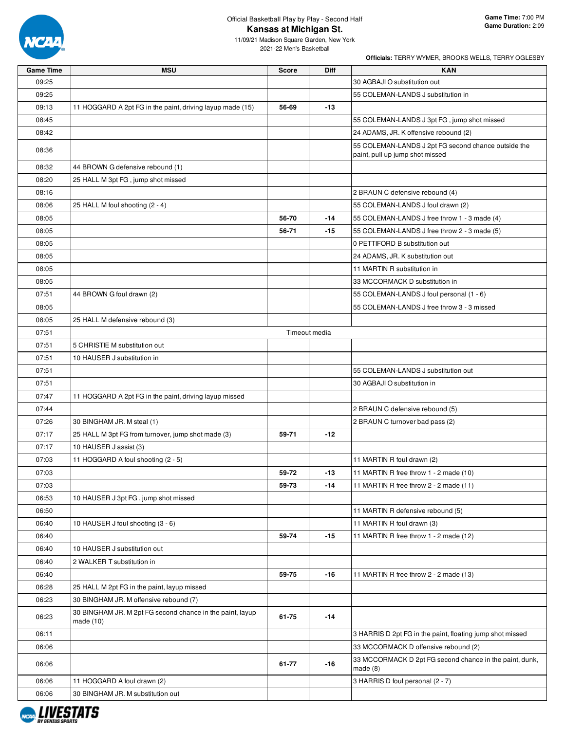Official Basketball Play by Play - Second Half

# Kansas at Michigan St.

11/09/21 Madison Square Garden, New York

2021-22 Men's Basketball

**Game Time:** 7:00 PM
**Game Duration:** 2:09

**Officials:** TERRY WYMER, BROOKS WELLS, TERRY OGLESBY

| Game Time | MSU | Score | Diff | KAN |
|---|---|---|---|---|
| 09:25 | | | | 30 AGBAJI O substitution out |
| 09:25 | | | | 55 COLEMAN-LANDS J substitution in |
| 09:13 | 11 HOGGARD A 2pt FG in the paint, driving layup made (15) | 56-69 | -13 | |
| 08:45 | | | | 55 COLEMAN-LANDS J 3pt FG , jump shot missed |
| 08:42 | | | | 24 ADAMS, JR. K offensive rebound (2) |
| 08:36 | | | | 55 COLEMAN-LANDS J 2pt FG second chance outside the paint, pull up jump shot missed |
| 08:32 | 44 BROWN G defensive rebound (1) | | | |
| 08:20 | 25 HALL M 3pt FG , jump shot missed | | | |
| 08:16 | | | | 2 BRAUN C defensive rebound (4) |
| 08:06 | 25 HALL M foul shooting (2 - 4) | | | 55 COLEMAN-LANDS J foul drawn (2) |
| 08:05 | | 56-70 | -14 | 55 COLEMAN-LANDS J free throw 1 - 3 made (4) |
| 08:05 | | 56-71 | -15 | 55 COLEMAN-LANDS J free throw 2 - 3 made (5) |
| 08:05 | | | | 0 PETTIFORD B substitution out |
| 08:05 | | | | 24 ADAMS, JR. K substitution out |
| 08:05 | | | | 11 MARTIN R substitution in |
| 08:05 | | | | 33 MCCORMACK D substitution in |
| 07:51 | 44 BROWN G foul drawn (2) | | | 55 COLEMAN-LANDS J foul personal (1 - 6) |
| 08:05 | | | | 55 COLEMAN-LANDS J free throw 3 - 3 missed |
| 08:05 | 25 HALL M defensive rebound (3) | | | |
| 07:51 | | Timeout media | | |
| 07:51 | 5 CHRISTIE M substitution out | | | |
| 07:51 | 10 HAUSER J substitution in | | | |
| 07:51 | | | | 55 COLEMAN-LANDS J substitution out |
| 07:51 | | | | 30 AGBAJI O substitution in |
| 07:47 | 11 HOGGARD A 2pt FG in the paint, driving layup missed | | | |
| 07:44 | | | | 2 BRAUN C defensive rebound (5) |
| 07:26 | 30 BINGHAM JR. M steal (1) | | | 2 BRAUN C turnover bad pass (2) |
| 07:17 | 25 HALL M 3pt FG from turnover, jump shot made (3) | 59-71 | -12 | |
| 07:17 | 10 HAUSER J assist (3) | | | |
| 07:03 | 11 HOGGARD A foul shooting (2 - 5) | | | 11 MARTIN R foul drawn (2) |
| 07:03 | | 59-72 | -13 | 11 MARTIN R free throw 1 - 2 made (10) |
| 07:03 | | 59-73 | -14 | 11 MARTIN R free throw 2 - 2 made (11) |
| 06:53 | 10 HAUSER J 3pt FG , jump shot missed | | | |
| 06:50 | | | | 11 MARTIN R defensive rebound (5) |
| 06:40 | 10 HAUSER J foul shooting (3 - 6) | | | 11 MARTIN R foul drawn (3) |
| 06:40 | | 59-74 | -15 | 11 MARTIN R free throw 1 - 2 made (12) |
| 06:40 | 10 HAUSER J substitution out | | | |
| 06:40 | 2 WALKER T substitution in | | | |
| 06:40 | | 59-75 | -16 | 11 MARTIN R free throw 2 - 2 made (13) |
| 06:28 | 25 HALL M 2pt FG in the paint, layup missed | | | |
| 06:23 | 30 BINGHAM JR. M offensive rebound (7) | | | |
| 06:23 | 30 BINGHAM JR. M 2pt FG second chance in the paint, layup made (10) | 61-75 | -14 | |
| 06:11 | | | | 3 HARRIS D 2pt FG in the paint, floating jump shot missed |
| 06:06 | | | | 33 MCCORMACK D offensive rebound (2) |
| 06:06 | | 61-77 | -16 | 33 MCCORMACK D 2pt FG second chance in the paint, dunk, made (8) |
| 06:06 | 11 HOGGARD A foul drawn (2) | | | 3 HARRIS D foul personal (2 - 7) |
| 06:06 | 30 BINGHAM JR. M substitution out | | | |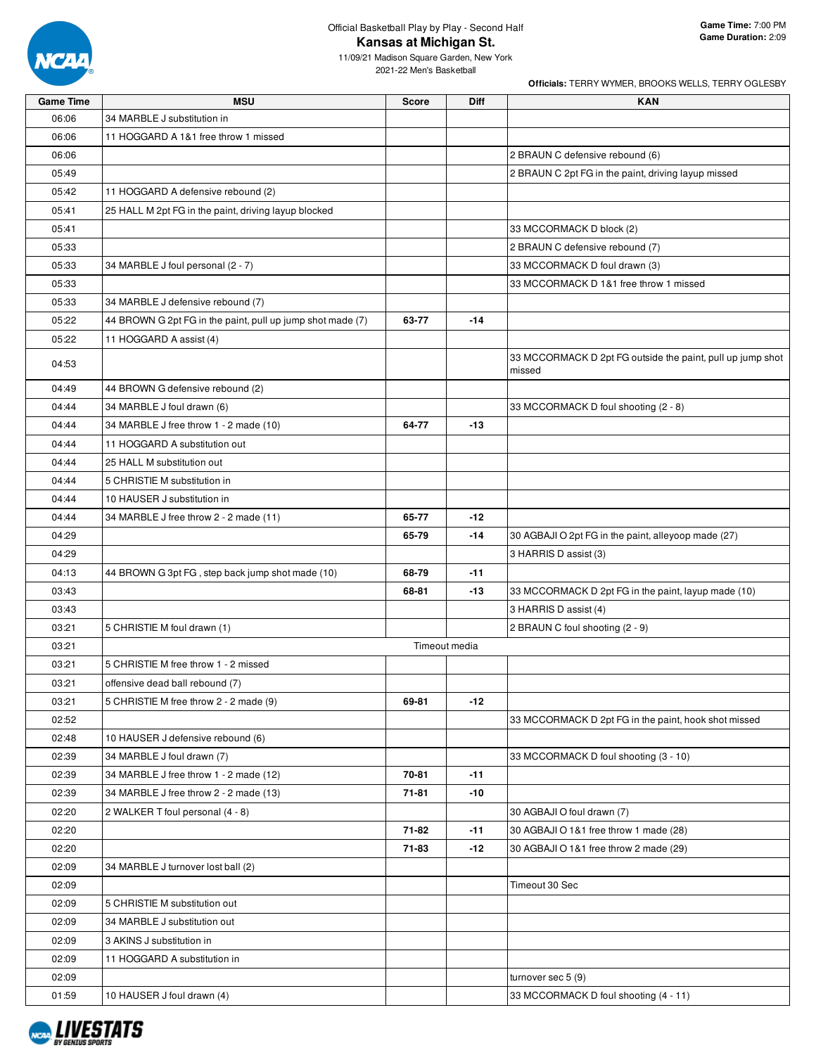Official Basketball Play by Play - Second Half

# Kansas at Michigan St.

11/09/21 Madison Square Garden, New York

2021-22 Men's Basketball

**Game Time:** 7:00 PM
**Game Duration:** 2:09

**Officials:** TERRY WYMER, BROOKS WELLS, TERRY OGLESBY

| Game Time | MSU | Score | Diff | KAN |
|---|---|---|---|---|
| 06:06 | 34 MARBLE J substitution in | | | |
| 06:06 | 11 HOGGARD A 1&1 free throw 1 missed | | | |
| 06:06 | | | | 2 BRAUN C defensive rebound (6) |
| 05:49 | | | | 2 BRAUN C 2pt FG in the paint, driving layup missed |
| 05:42 | 11 HOGGARD A defensive rebound (2) | | | |
| 05:41 | 25 HALL M 2pt FG in the paint, driving layup blocked | | | |
| 05:41 | | | | 33 MCCORMACK D block (2) |
| 05:33 | | | | 2 BRAUN C defensive rebound (7) |
| 05:33 | 34 MARBLE J foul personal (2 - 7) | | | 33 MCCORMACK D foul drawn (3) |
| 05:33 | | | | 33 MCCORMACK D 1&1 free throw 1 missed |
| 05:33 | 34 MARBLE J defensive rebound (7) | | | |
| 05:22 | 44 BROWN G 2pt FG in the paint, pull up jump shot made (7) | 63-77 | -14 | |
| 05:22 | 11 HOGGARD A assist (4) | | | |
| 04:53 | | | | 33 MCCORMACK D 2pt FG outside the paint, pull up jump shot missed |
| 04:49 | 44 BROWN G defensive rebound (2) | | | |
| 04:44 | 34 MARBLE J foul drawn (6) | | | 33 MCCORMACK D foul shooting (2 - 8) |
| 04:44 | 34 MARBLE J free throw 1 - 2 made (10) | 64-77 | -13 | |
| 04:44 | 11 HOGGARD A substitution out | | | |
| 04:44 | 25 HALL M substitution out | | | |
| 04:44 | 5 CHRISTIE M substitution in | | | |
| 04:44 | 10 HAUSER J substitution in | | | |
| 04:44 | 34 MARBLE J free throw 2 - 2 made (11) | 65-77 | -12 | |
| 04:29 | | 65-79 | -14 | 30 AGBAJI O 2pt FG in the paint, alleyoop made (27) |
| 04:29 | | | | 3 HARRIS D assist (3) |
| 04:13 | 44 BROWN G 3pt FG , step back jump shot made (10) | 68-79 | -11 | |
| 03:43 | | 68-81 | -13 | 33 MCCORMACK D 2pt FG in the paint, layup made (10) |
| 03:43 | | | | 3 HARRIS D assist (4) |
| 03:21 | 5 CHRISTIE M foul drawn (1) | | | 2 BRAUN C foul shooting (2 - 9) |
| 03:21 | Timeout media | | | |
| 03:21 | 5 CHRISTIE M free throw 1 - 2 missed | | | |
| 03:21 | offensive dead ball rebound (7) | | | |
| 03:21 | 5 CHRISTIE M free throw 2 - 2 made (9) | 69-81 | -12 | |
| 02:52 | | | | 33 MCCORMACK D 2pt FG in the paint, hook shot missed |
| 02:48 | 10 HAUSER J defensive rebound (6) | | | |
| 02:39 | 34 MARBLE J foul drawn (7) | | | 33 MCCORMACK D foul shooting (3 - 10) |
| 02:39 | 34 MARBLE J free throw 1 - 2 made (12) | 70-81 | -11 | |
| 02:39 | 34 MARBLE J free throw 2 - 2 made (13) | 71-81 | -10 | |
| 02:20 | 2 WALKER T foul personal (4 - 8) | | | 30 AGBAJI O foul drawn (7) |
| 02:20 | | 71-82 | -11 | 30 AGBAJI O 1&1 free throw 1 made (28) |
| 02:20 | | 71-83 | -12 | 30 AGBAJI O 1&1 free throw 2 made (29) |
| 02:09 | 34 MARBLE J turnover lost ball (2) | | | |
| 02:09 | | | | Timeout 30 Sec |
| 02:09 | 5 CHRISTIE M substitution out | | | |
| 02:09 | 34 MARBLE J substitution out | | | |
| 02:09 | 3 AKINS J substitution in | | | |
| 02:09 | 11 HOGGARD A substitution in | | | |
| 02:09 | | | | turnover sec 5 (9) |
| 01:59 | 10 HAUSER J foul drawn (4) | | | 33 MCCORMACK D foul shooting (4 - 11) |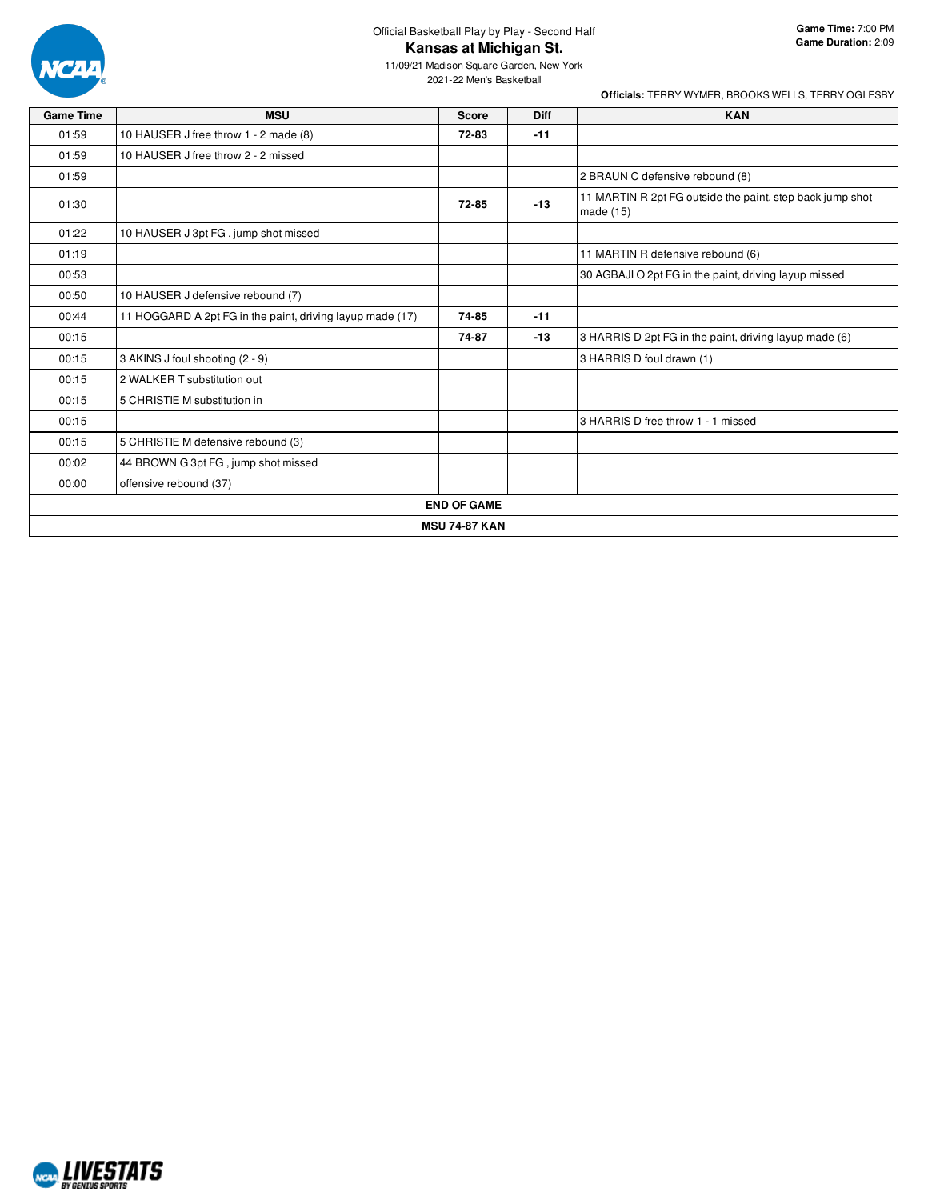Official Basketball Play by Play - Second Half

# Kansas at Michigan St.

11/09/21 Madison Square Garden, New York

2021-22 Men's Basketball

**Game Time:** 7:00 PM
**Game Duration:** 2:09

**Officials:** TERRY WYMER, BROOKS WELLS, TERRY OGLESBY

| Game Time | MSU | Score | Diff | KAN |
|---|---|---|---|---|
| 01:59 | 10 HAUSER J free throw 1 - 2 made (8) | 72-83 | -11 | |
| 01:59 | 10 HAUSER J free throw 2 - 2 missed | | | |
| 01:59 | | | | 2 BRAUN C defensive rebound (8) |
| 01:30 | | 72-85 | -13 | 11 MARTIN R 2pt FG outside the paint, step back jump shot made (15) |
| 01:22 | 10 HAUSER J 3pt FG , jump shot missed | | | |
| 01:19 | | | | 11 MARTIN R defensive rebound (6) |
| 00:53 | | | | 30 AGBAJI O 2pt FG in the paint, driving layup missed |
| 00:50 | 10 HAUSER J defensive rebound (7) | | | |
| 00:44 | 11 HOGGARD A 2pt FG in the paint, driving layup made (17) | 74-85 | -11 | |
| 00:15 | | 74-87 | -13 | 3 HARRIS D 2pt FG in the paint, driving layup made (6) |
| 00:15 | 3 AKINS J foul shooting (2 - 9) | | | 3 HARRIS D foul drawn (1) |
| 00:15 | 2 WALKER T substitution out | | | |
| 00:15 | 5 CHRISTIE M substitution in | | | |
| 00:15 | | | | 3 HARRIS D free throw 1 - 1 missed |
| 00:15 | 5 CHRISTIE M defensive rebound (3) | | | |
| 00:02 | 44 BROWN G 3pt FG , jump shot missed | | | |
| 00:00 | offensive rebound (37) | | | |
| **END OF GAME** | | | | |
| **MSU 74-87 KAN** | | | | |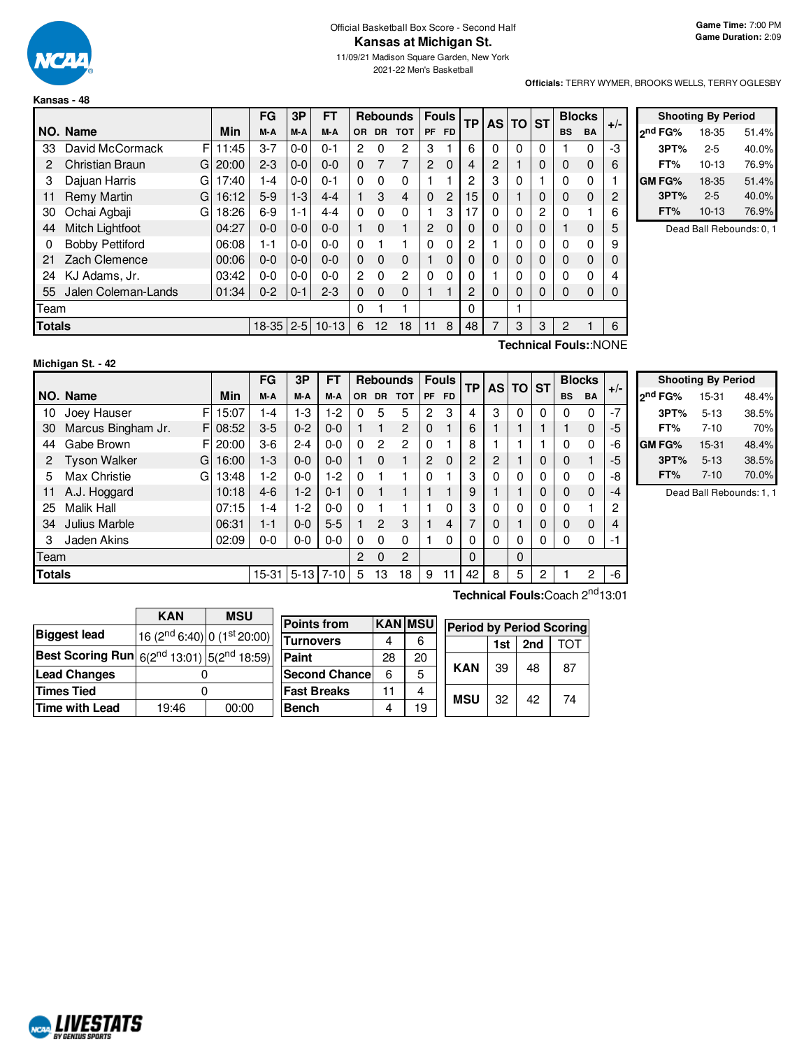Official Basketball Box Score - Second Half

# Kansas at Michigan St.

11/09/21 Madison Square Garden, New York

2021-22 Men's Basketball

**Game Time:** 7:00 PM
**Game Duration:** 2:09

**Officials:** TERRY WYMER, BROOKS WELLS, TERRY OGLESBY

**Kansas - 48**

| NO. | Name | | Min | FG M-A | 3P M-A | FT M-A | OR | DR | TOT | PF | FD | TP | AS | TO | ST | BS | BA | +/- |
|---|---|---|---|---|---|---|---|---|---|---|---|---|---|---|---|---|---|---|
| | | | | | | | Rebounds | | | Fouls | | | | | | Blocks | | |
| 33 | David McCormack | F | 11:45 | 3-7 | 0-0 | 0-1 | 2 | 0 | 2 | 3 | 1 | 6 | 0 | 0 | 0 | 1 | 0 | -3 |
| 2 | Christian Braun | G | 20:00 | 2-3 | 0-0 | 0-0 | 0 | 7 | 7 | 2 | 0 | 4 | 2 | 1 | 0 | 0 | 0 | 6 |
| 3 | Dajuan Harris | G | 17:40 | 1-4 | 0-0 | 0-1 | 0 | 0 | 0 | 1 | 1 | 2 | 3 | 0 | 1 | 0 | 0 | 1 |
| 11 | Remy Martin | G | 16:12 | 5-9 | 1-3 | 4-4 | 1 | 3 | 4 | 0 | 2 | 15 | 0 | 1 | 0 | 0 | 0 | 2 |
| 30 | Ochai Agbaji | G | 18:26 | 6-9 | 1-1 | 4-4 | 0 | 0 | 0 | 1 | 3 | 17 | 0 | 0 | 2 | 0 | 1 | 6 |
| 44 | Mitch Lightfoot | | 04:27 | 0-0 | 0-0 | 0-0 | 1 | 0 | 1 | 2 | 0 | 0 | 0 | 0 | 0 | 1 | 0 | 5 |
| 0 | Bobby Pettiford | | 06:08 | 1-1 | 0-0 | 0-0 | 0 | 1 | 1 | 0 | 0 | 2 | 1 | 0 | 0 | 0 | 0 | 9 |
| 21 | Zach Clemence | | 00:06 | 0-0 | 0-0 | 0-0 | 0 | 0 | 0 | 1 | 0 | 0 | 0 | 0 | 0 | 0 | 0 | 0 |
| 24 | KJ Adams, Jr. | | 03:42 | 0-0 | 0-0 | 0-0 | 2 | 0 | 2 | 0 | 0 | 0 | 1 | 0 | 0 | 0 | 0 | 4 |
| 55 | Jalen Coleman-Lands | | 01:34 | 0-2 | 0-1 | 2-3 | 0 | 0 | 0 | 1 | 1 | 2 | 0 | 0 | 0 | 0 | 0 | 0 |
| | Team | | | | | | 0 | 1 | 1 | | | 0 | | 1 | | | | |
| | **Totals** | | | 18-35 | 2-5 | 10-13 | 6 | 12 | 18 | 11 | 8 | 48 | 7 | 3 | 3 | 2 | 1 | 6 |

**Technical Fouls:**:NONE

| Shooting By Period | | |
|---|---|---|
| 2nd FG% | 18-35 | 51.4% |
| 3PT% | 2-5 | 40.0% |
| FT% | 10-13 | 76.9% |
| GM FG% | 18-35 | 51.4% |
| 3PT% | 2-5 | 40.0% |
| FT% | 10-13 | 76.9% |

Dead Ball Rebounds: 0, 1

**Michigan St. - 42**

| NO. | Name | | Min | FG M-A | 3P M-A | FT M-A | OR | DR | TOT | PF | FD | TP | AS | TO | ST | BS | BA | +/- |
|---|---|---|---|---|---|---|---|---|---|---|---|---|---|---|---|---|---|---|
| | | | | | | | Rebounds | | | Fouls | | | | | | Blocks | | |
| 10 | Joey Hauser | F | 15:07 | 1-4 | 1-3 | 1-2 | 0 | 5 | 5 | 2 | 3 | 4 | 3 | 0 | 0 | 0 | 0 | -7 |
| 30 | Marcus Bingham Jr. | F | 08:52 | 3-5 | 0-2 | 0-0 | 1 | 1 | 2 | 0 | 1 | 6 | 1 | 1 | 1 | 1 | 0 | -5 |
| 44 | Gabe Brown | F | 20:00 | 3-6 | 2-4 | 0-0 | 0 | 2 | 2 | 0 | 1 | 8 | 1 | 1 | 1 | 0 | 0 | -6 |
| 2 | Tyson Walker | G | 16:00 | 1-3 | 0-0 | 0-0 | 1 | 0 | 1 | 2 | 0 | 2 | 2 | 1 | 0 | 0 | 1 | -5 |
| 5 | Max Christie | G | 13:48 | 1-2 | 0-0 | 1-2 | 0 | 1 | 1 | 0 | 1 | 3 | 0 | 0 | 0 | 0 | 0 | -8 |
| 11 | A.J. Hoggard | | 10:18 | 4-6 | 1-2 | 0-1 | 0 | 1 | 1 | 1 | 1 | 9 | 1 | 1 | 0 | 0 | 0 | -4 |
| 25 | Malik Hall | | 07:15 | 1-4 | 1-2 | 0-0 | 0 | 1 | 1 | 1 | 0 | 3 | 0 | 0 | 0 | 0 | 1 | 2 |
| 34 | Julius Marble | | 06:31 | 1-1 | 0-0 | 5-5 | 1 | 2 | 3 | 1 | 4 | 7 | 0 | 1 | 0 | 0 | 0 | 4 |
| 3 | Jaden Akins | | 02:09 | 0-0 | 0-0 | 0-0 | 0 | 0 | 0 | 1 | 0 | 0 | 0 | 0 | 0 | 0 | 0 | -1 |
| | Team | | | | | | 2 | 0 | 2 | | | 0 | | 0 | | | | |
| | **Totals** | | | 15-31 | 5-13 | 7-10 | 5 | 13 | 18 | 9 | 11 | 42 | 8 | 5 | 2 | 1 | 2 | -6 |

**Technical Fouls:**Coach 2nd13:01

| Shooting By Period | | |
|---|---|---|
| 2nd FG% | 15-31 | 48.4% |
| 3PT% | 5-13 | 38.5% |
| FT% | 7-10 | 70% |
| GM FG% | 15-31 | 48.4% |
| 3PT% | 5-13 | 38.5% |
| FT% | 7-10 | 70.0% |

Dead Ball Rebounds: 1, 1

| | KAN | MSU |
|---|---|---|
| Biggest lead | 16 (2nd 6:40) | 0 (1st 20:00) |
| Best Scoring Run | 6(2nd 13:01) | 5(2nd 18:59) |
| Lead Changes | 0 | |
| Times Tied | 0 | |
| Time with Lead | 19:46 | 00:00 |

| Points from | KAN | MSU |
|---|---|---|
| Turnovers | 4 | 6 |
| Paint | 28 | 20 |
| Second Chance | 6 | 5 |
| Fast Breaks | 11 | 4 |
| Bench | 4 | 19 |

| Period by Period Scoring | 1st | 2nd | TOT |
|---|---|---|---|
| KAN | 39 | 48 | 87 |
| MSU | 32 | 42 | 74 |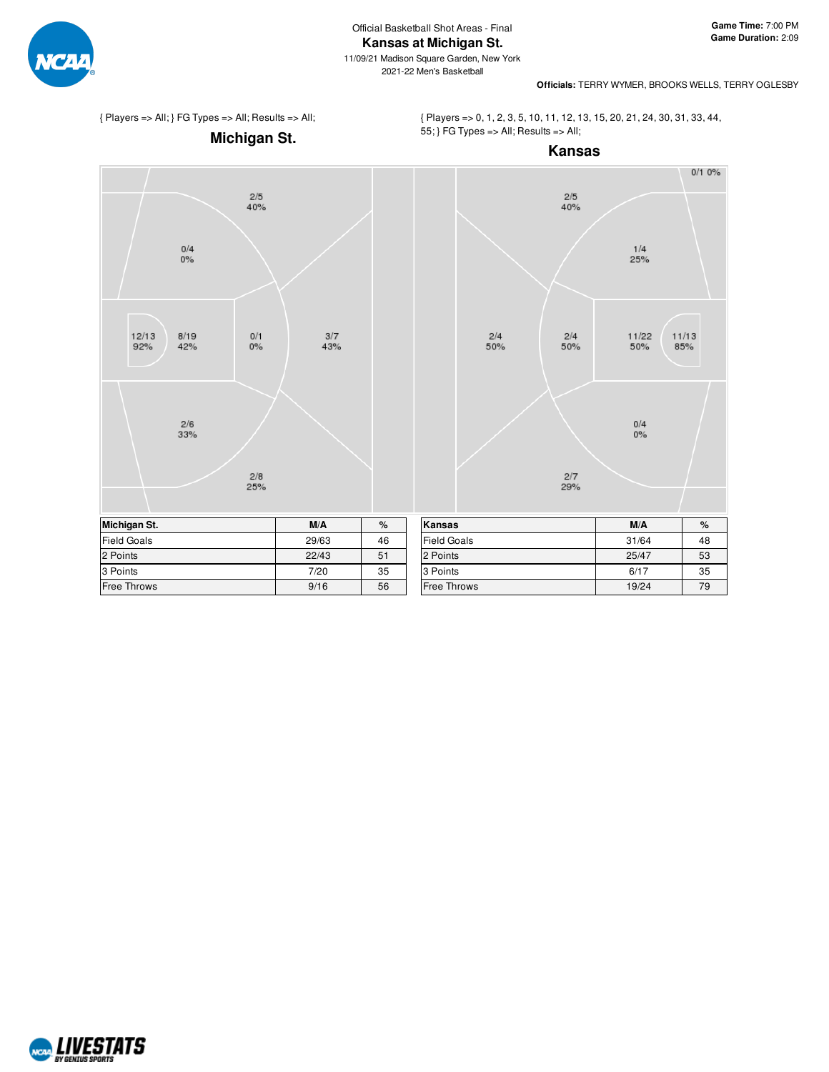Official Basketball Shot Areas - Final

# Kansas at Michigan St.

11/09/21 Madison Square Garden, New York

2021-22 Men's Basketball

**Game Time:** 7:00 PM
**Game Duration:** 2:09

**Officials:** TERRY WYMER, BROOKS WELLS, TERRY OGLESBY

{ Players => All; } FG Types => All; Results => All;

## Michigan St.

2/5 40%

0/4 0%

12/13 92%

8/19 42%

0/1 0%

3/7 43%

2/6 33%

2/8 25%

{ Players => 0, 1, 2, 3, 5, 10, 11, 12, 13, 15, 20, 21, 24, 30, 31, 33, 44, 55; } FG Types => All; Results => All;

## Kansas

0/1 0%

2/5 40%

1/4 25%

2/4 50%

2/4 50%

11/22 50%

11/13 85%

0/4 0%

2/7 29%

| Michigan St. | M/A | % |
|---|---|---|
| Field Goals | 29/63 | 46 |
| 2 Points | 22/43 | 51 |
| 3 Points | 7/20 | 35 |
| Free Throws | 9/16 | 56 |

| Kansas | M/A | % |
|---|---|---|
| Field Goals | 31/64 | 48 |
| 2 Points | 25/47 | 53 |
| 3 Points | 6/17 | 35 |
| Free Throws | 19/24 | 79 |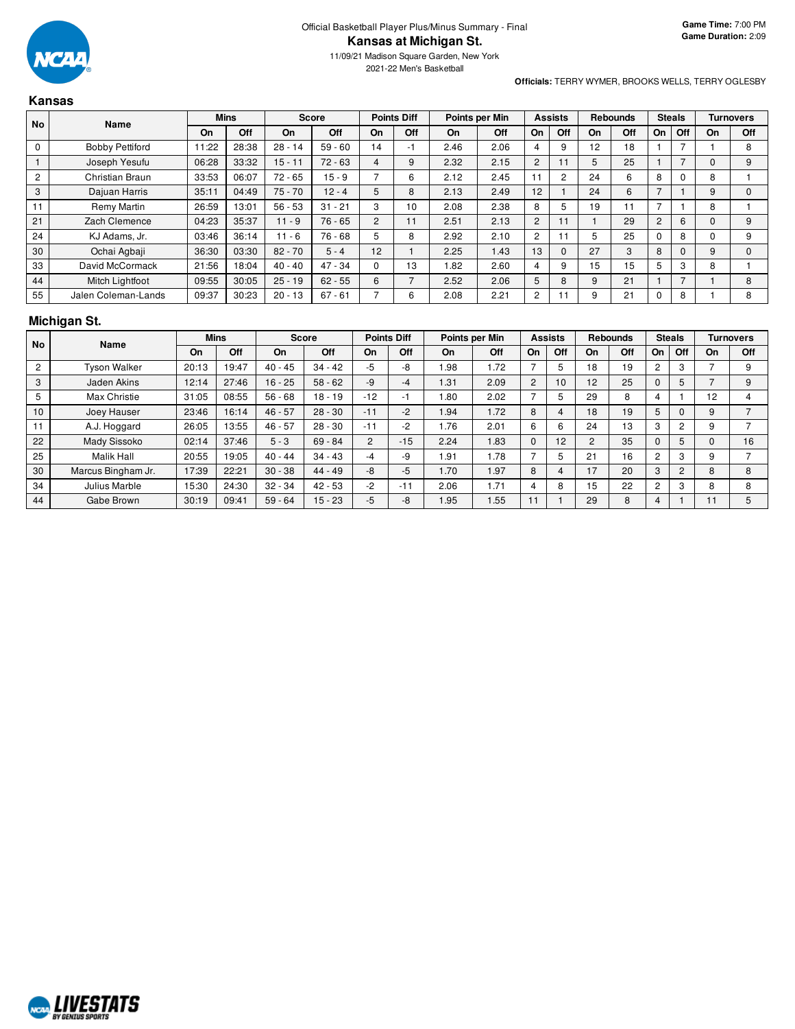Official Basketball Player Plus/Minus Summary - Final

# Kansas at Michigan St.

11/09/21 Madison Square Garden, New York

2021-22 Men's Basketball

**Game Time:** 7:00 PM
**Game Duration:** 2:09

**Officials:** TERRY WYMER, BROOKS WELLS, TERRY OGLESBY

## Kansas

| No | Name | Mins | | Score | | Points Diff | | Points per Min | | Assists | | Rebounds | | Steals | | Turnovers | |
|---|---|---|---|---|---|---|---|---|---|---|---|---|---|---|---|---|---|
| | | On | Off | On | Off | On | Off | On | Off | On | Off | On | Off | On | Off | On | Off |
| 0 | Bobby Pettiford | 11:22 | 28:38 | 28 - 14 | 59 - 60 | 14 | -1 | 2.46 | 2.06 | 4 | 9 | 12 | 18 | 1 | 7 | 1 | 8 |
| 1 | Joseph Yesufu | 06:28 | 33:32 | 15 - 11 | 72 - 63 | 4 | 9 | 2.32 | 2.15 | 2 | 11 | 5 | 25 | 1 | 7 | 0 | 9 |
| 2 | Christian Braun | 33:53 | 06:07 | 72 - 65 | 15 - 9 | 7 | 6 | 2.12 | 2.45 | 11 | 2 | 24 | 6 | 8 | 0 | 8 | 1 |
| 3 | Dajuan Harris | 35:11 | 04:49 | 75 - 70 | 12 - 4 | 5 | 8 | 2.13 | 2.49 | 12 | 1 | 24 | 6 | 7 | 1 | 9 | 0 |
| 11 | Remy Martin | 26:59 | 13:01 | 56 - 53 | 31 - 21 | 3 | 10 | 2.08 | 2.38 | 8 | 5 | 19 | 11 | 7 | 1 | 8 | 1 |
| 21 | Zach Clemence | 04:23 | 35:37 | 11 - 9 | 76 - 65 | 2 | 11 | 2.51 | 2.13 | 2 | 11 | 1 | 29 | 2 | 6 | 0 | 9 |
| 24 | KJ Adams, Jr. | 03:46 | 36:14 | 11 - 6 | 76 - 68 | 5 | 8 | 2.92 | 2.10 | 2 | 11 | 5 | 25 | 0 | 8 | 0 | 9 |
| 30 | Ochai Agbaji | 36:30 | 03:30 | 82 - 70 | 5 - 4 | 12 | 1 | 2.25 | 1.43 | 13 | 0 | 27 | 3 | 8 | 0 | 9 | 0 |
| 33 | David McCormack | 21:56 | 18:04 | 40 - 40 | 47 - 34 | 0 | 13 | 1.82 | 2.60 | 4 | 9 | 15 | 15 | 5 | 3 | 8 | 1 |
| 44 | Mitch Lightfoot | 09:55 | 30:05 | 25 - 19 | 62 - 55 | 6 | 7 | 2.52 | 2.06 | 5 | 8 | 9 | 21 | 1 | 7 | 1 | 8 |
| 55 | Jalen Coleman-Lands | 09:37 | 30:23 | 20 - 13 | 67 - 61 | 7 | 6 | 2.08 | 2.21 | 2 | 11 | 9 | 21 | 0 | 8 | 1 | 8 |

## Michigan St.

| No | Name | Mins | | Score | | Points Diff | | Points per Min | | Assists | | Rebounds | | Steals | | Turnovers | |
|---|---|---|---|---|---|---|---|---|---|---|---|---|---|---|---|---|---|
| | | On | Off | On | Off | On | Off | On | Off | On | Off | On | Off | On | Off | On | Off |
| 2 | Tyson Walker | 20:13 | 19:47 | 40 - 45 | 34 - 42 | -5 | -8 | 1.98 | 1.72 | 7 | 5 | 18 | 19 | 2 | 3 | 7 | 9 |
| 3 | Jaden Akins | 12:14 | 27:46 | 16 - 25 | 58 - 62 | -9 | -4 | 1.31 | 2.09 | 2 | 10 | 12 | 25 | 0 | 5 | 7 | 9 |
| 5 | Max Christie | 31:05 | 08:55 | 56 - 68 | 18 - 19 | -12 | -1 | 1.80 | 2.02 | 7 | 5 | 29 | 8 | 4 | 1 | 12 | 4 |
| 10 | Joey Hauser | 23:46 | 16:14 | 46 - 57 | 28 - 30 | -11 | -2 | 1.94 | 1.72 | 8 | 4 | 18 | 19 | 5 | 0 | 9 | 7 |
| 11 | A.J. Hoggard | 26:05 | 13:55 | 46 - 57 | 28 - 30 | -11 | -2 | 1.76 | 2.01 | 6 | 6 | 24 | 13 | 3 | 2 | 9 | 7 |
| 22 | Mady Sissoko | 02:14 | 37:46 | 5 - 3 | 69 - 84 | 2 | -15 | 2.24 | 1.83 | 0 | 12 | 2 | 35 | 0 | 5 | 0 | 16 |
| 25 | Malik Hall | 20:55 | 19:05 | 40 - 44 | 34 - 43 | -4 | -9 | 1.91 | 1.78 | 7 | 5 | 21 | 16 | 2 | 3 | 9 | 7 |
| 30 | Marcus Bingham Jr. | 17:39 | 22:21 | 30 - 38 | 44 - 49 | -8 | -5 | 1.70 | 1.97 | 8 | 4 | 17 | 20 | 3 | 2 | 8 | 8 |
| 34 | Julius Marble | 15:30 | 24:30 | 32 - 34 | 42 - 53 | -2 | -11 | 2.06 | 1.71 | 4 | 8 | 15 | 22 | 2 | 3 | 8 | 8 |
| 44 | Gabe Brown | 30:19 | 09:41 | 59 - 64 | 15 - 23 | -5 | -8 | 1.95 | 1.55 | 11 | 1 | 29 | 8 | 4 | 1 | 11 | 5 |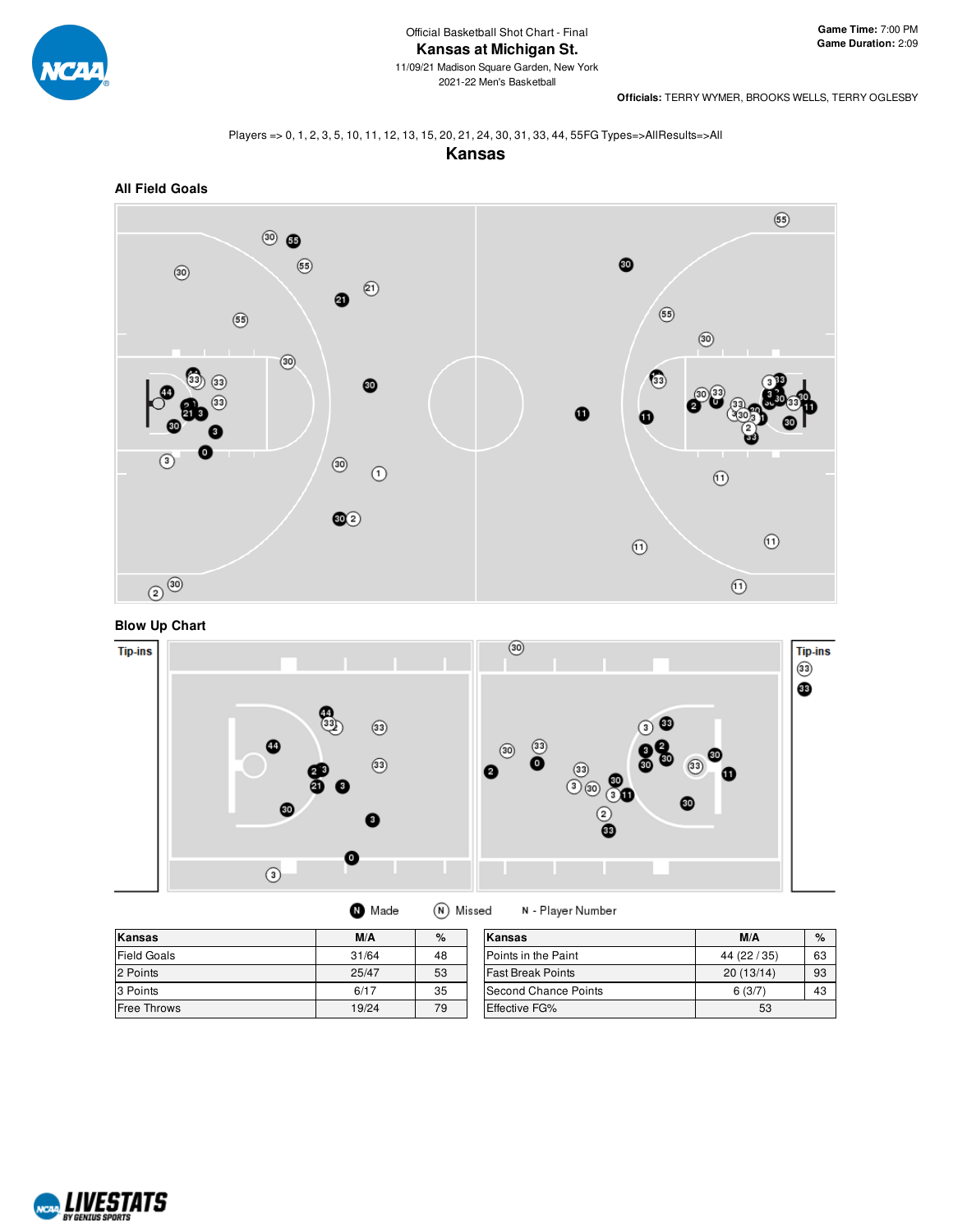Official Basketball Shot Chart - Final

# Kansas at Michigan St.

11/09/21 Madison Square Garden, New York

2021-22 Men's Basketball

**Game Time:** 7:00 PM
**Game Duration:** 2:09

**Officials:** TERRY WYMER, BROOKS WELLS, TERRY OGLESBY

Players => 0, 1, 2, 3, 5, 10, 11, 12, 13, 15, 20, 21, 24, 30, 31, 33, 44, 55FG Types=>AllResults=>All

## Kansas

### All Field Goals

### Blow Up Chart

Tip-ins

Tip-ins

Made    Missed    N - Player Number

| Kansas | M/A | % |
|---|---|---|
| Field Goals | 31/64 | 48 |
| 2 Points | 25/47 | 53 |
| 3 Points | 6/17 | 35 |
| Free Throws | 19/24 | 79 |

| Kansas | M/A | % |
|---|---|---|
| Points in the Paint | 44 (22 / 35) | 63 |
| Fast Break Points | 20 (13/14) | 93 |
| Second Chance Points | 6 (3/7) | 43 |
| Effective FG% | 53 | |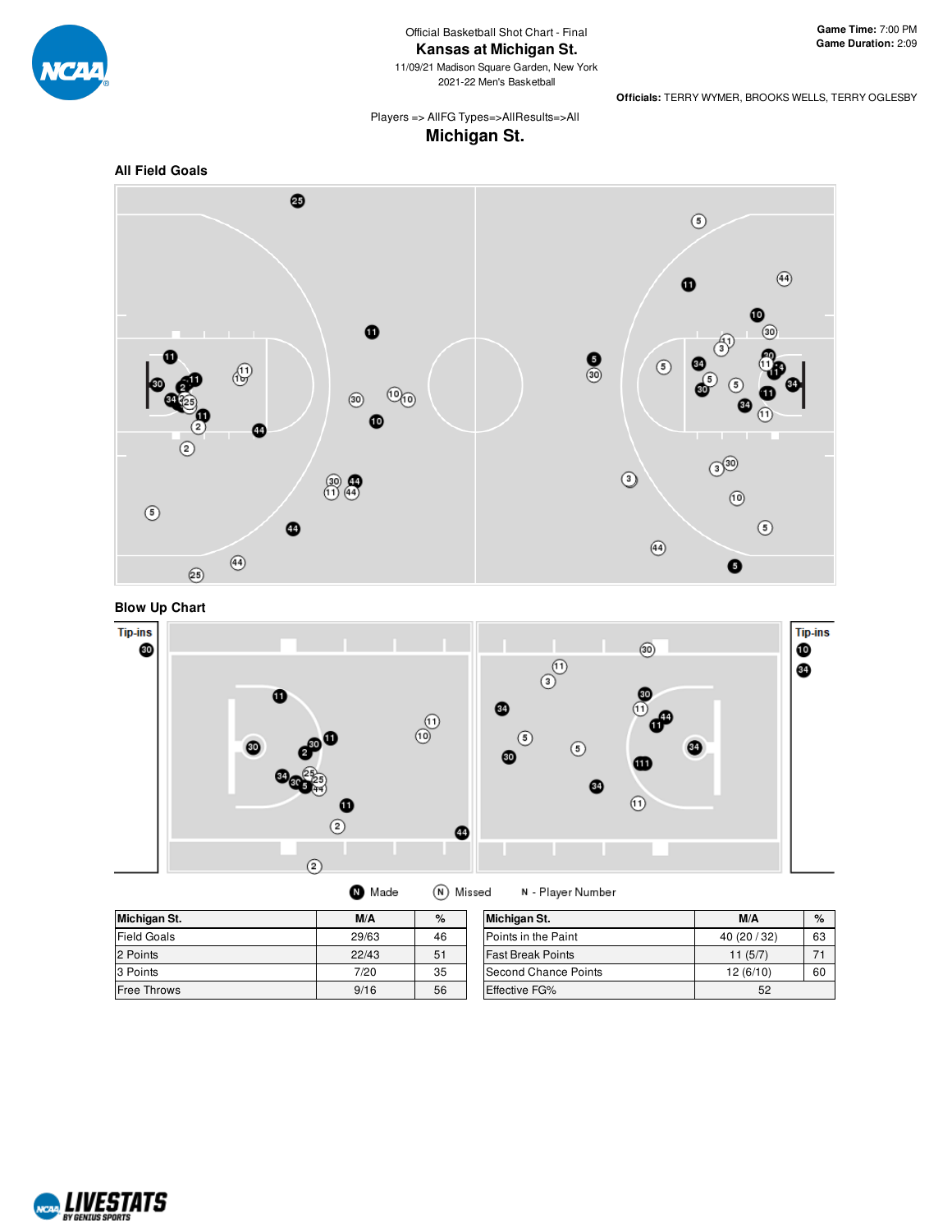Official Basketball Shot Chart - Final

# Kansas at Michigan St.

11/09/21 Madison Square Garden, New York

2021-22 Men's Basketball

**Game Time:** 7:00 PM
**Game Duration:** 2:09

**Officials:** TERRY WYMER, BROOKS WELLS, TERRY OGLESBY

Players => AllFG Types=>AllResults=>All

## Michigan St.

### All Field Goals

### Blow Up Chart

Made | Missed | N - Player Number

| Michigan St. | M/A | % |
|---|---|---|
| Field Goals | 29/63 | 46 |
| 2 Points | 22/43 | 51 |
| 3 Points | 7/20 | 35 |
| Free Throws | 9/16 | 56 |

| Michigan St. | M/A | % |
|---|---|---|
| Points in the Paint | 40 (20 / 32) | 63 |
| Fast Break Points | 11 (5/7) | 71 |
| Second Chance Points | 12 (6/10) | 60 |
| Effective FG% | 52 | |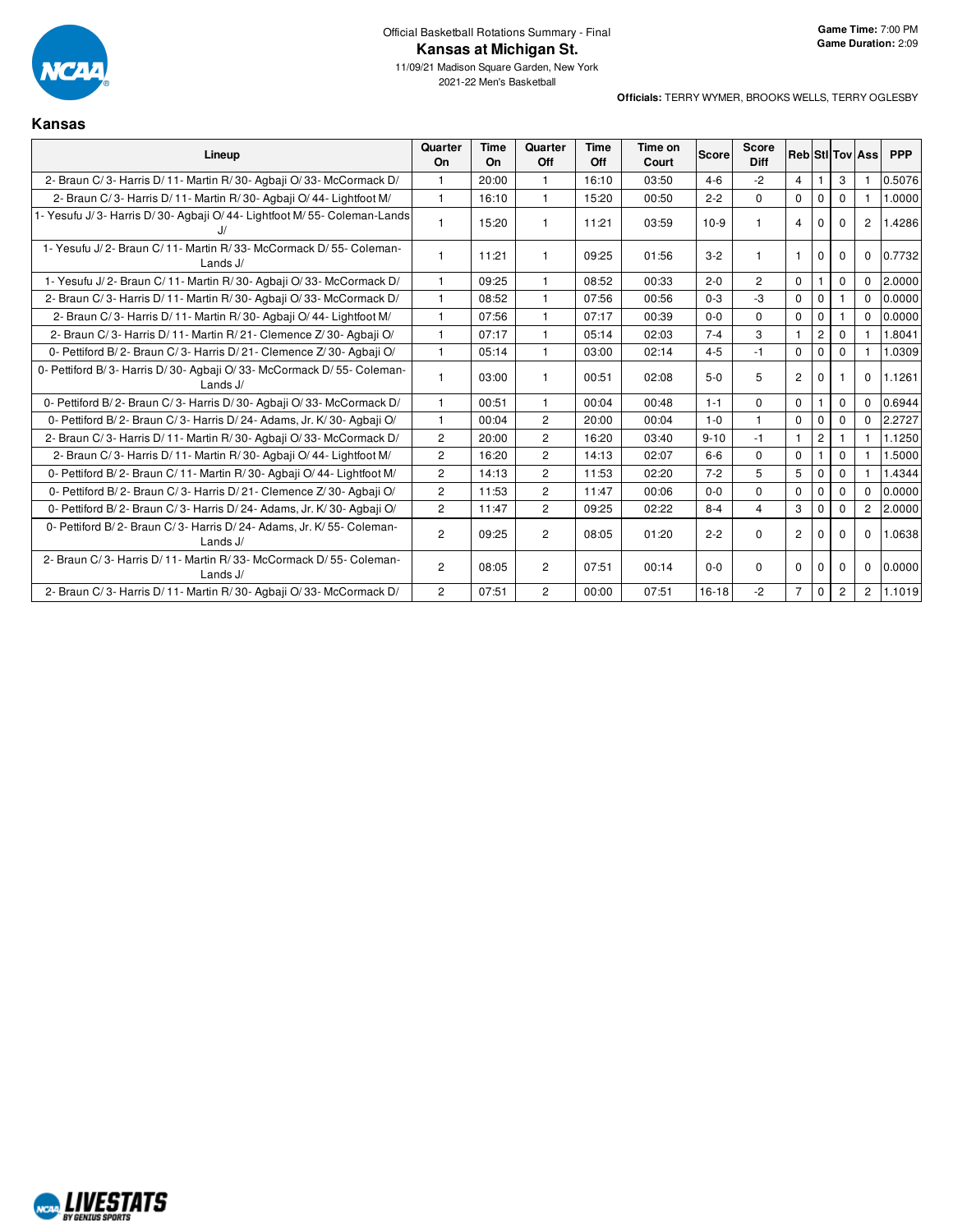Official Basketball Rotations Summary - Final

# Kansas at Michigan St.

11/09/21 Madison Square Garden, New York

2021-22 Men's Basketball

**Game Time:** 7:00 PM
**Game Duration:** 2:09

**Officials:** TERRY WYMER, BROOKS WELLS, TERRY OGLESBY

## Kansas

| Lineup | Quarter On | Time On | Quarter Off | Time Off | Time on Court | Score | Score Diff | Reb | Stl | Tov | Ass | PPP |
|---|---|---|---|---|---|---|---|---|---|---|---|---|
| 2- Braun C/ 3- Harris D/ 11- Martin R/ 30- Agbaji O/ 33- McCormack D/ | 1 | 20:00 | 1 | 16:10 | 03:50 | 4-6 | -2 | 4 | 1 | 3 | 1 | 0.5076 |
| 2- Braun C/ 3- Harris D/ 11- Martin R/ 30- Agbaji O/ 44- Lightfoot M/ | 1 | 16:10 | 1 | 15:20 | 00:50 | 2-2 | 0 | 0 | 0 | 0 | 1 | 1.0000 |
| 1- Yesufu J/ 3- Harris D/ 30- Agbaji O/ 44- Lightfoot M/ 55- Coleman-Lands J/ | 1 | 15:20 | 1 | 11:21 | 03:59 | 10-9 | 1 | 4 | 0 | 0 | 2 | 1.4286 |
| 1- Yesufu J/ 2- Braun C/ 11- Martin R/ 33- McCormack D/ 55- Coleman-Lands J/ | 1 | 11:21 | 1 | 09:25 | 01:56 | 3-2 | 1 | 1 | 0 | 0 | 0 | 0.7732 |
| 1- Yesufu J/ 2- Braun C/ 11- Martin R/ 30- Agbaji O/ 33- McCormack D/ | 1 | 09:25 | 1 | 08:52 | 00:33 | 2-0 | 2 | 0 | 1 | 0 | 0 | 2.0000 |
| 2- Braun C/ 3- Harris D/ 11- Martin R/ 30- Agbaji O/ 33- McCormack D/ | 1 | 08:52 | 1 | 07:56 | 00:56 | 0-3 | -3 | 0 | 0 | 1 | 0 | 0.0000 |
| 2- Braun C/ 3- Harris D/ 11- Martin R/ 30- Agbaji O/ 44- Lightfoot M/ | 1 | 07:56 | 1 | 07:17 | 00:39 | 0-0 | 0 | 0 | 0 | 1 | 0 | 0.0000 |
| 2- Braun C/ 3- Harris D/ 11- Martin R/ 21- Clemence Z/ 30- Agbaji O/ | 1 | 07:17 | 1 | 05:14 | 02:03 | 7-4 | 3 | 1 | 2 | 0 | 1 | 1.8041 |
| 0- Pettiford B/ 2- Braun C/ 3- Harris D/ 21- Clemence Z/ 30- Agbaji O/ | 1 | 05:14 | 1 | 03:00 | 02:14 | 4-5 | -1 | 0 | 0 | 0 | 1 | 1.0309 |
| 0- Pettiford B/ 3- Harris D/ 30- Agbaji O/ 33- McCormack D/ 55- Coleman-Lands J/ | 1 | 03:00 | 1 | 00:51 | 02:08 | 5-0 | 5 | 2 | 0 | 1 | 0 | 1.1261 |
| 0- Pettiford B/ 2- Braun C/ 3- Harris D/ 30- Agbaji O/ 33- McCormack D/ | 1 | 00:51 | 1 | 00:04 | 00:48 | 1-1 | 0 | 0 | 1 | 0 | 0 | 0.6944 |
| 0- Pettiford B/ 2- Braun C/ 3- Harris D/ 24- Adams, Jr. K/ 30- Agbaji O/ | 1 | 00:04 | 2 | 20:00 | 00:04 | 1-0 | 1 | 0 | 0 | 0 | 0 | 2.2727 |
| 2- Braun C/ 3- Harris D/ 11- Martin R/ 30- Agbaji O/ 33- McCormack D/ | 2 | 20:00 | 2 | 16:20 | 03:40 | 9-10 | -1 | 1 | 2 | 1 | 1 | 1.1250 |
| 2- Braun C/ 3- Harris D/ 11- Martin R/ 30- Agbaji O/ 44- Lightfoot M/ | 2 | 16:20 | 2 | 14:13 | 02:07 | 6-6 | 0 | 0 | 1 | 0 | 1 | 1.5000 |
| 0- Pettiford B/ 2- Braun C/ 11- Martin R/ 30- Agbaji O/ 44- Lightfoot M/ | 2 | 14:13 | 2 | 11:53 | 02:20 | 7-2 | 5 | 5 | 0 | 0 | 1 | 1.4344 |
| 0- Pettiford B/ 2- Braun C/ 3- Harris D/ 21- Clemence Z/ 30- Agbaji O/ | 2 | 11:53 | 2 | 11:47 | 00:06 | 0-0 | 0 | 0 | 0 | 0 | 0 | 0.0000 |
| 0- Pettiford B/ 2- Braun C/ 3- Harris D/ 24- Adams, Jr. K/ 30- Agbaji O/ | 2 | 11:47 | 2 | 09:25 | 02:22 | 8-4 | 4 | 3 | 0 | 0 | 2 | 2.0000 |
| 0- Pettiford B/ 2- Braun C/ 3- Harris D/ 24- Adams, Jr. K/ 55- Coleman-Lands J/ | 2 | 09:25 | 2 | 08:05 | 01:20 | 2-2 | 0 | 2 | 0 | 0 | 0 | 1.0638 |
| 2- Braun C/ 3- Harris D/ 11- Martin R/ 33- McCormack D/ 55- Coleman-Lands J/ | 2 | 08:05 | 2 | 07:51 | 00:14 | 0-0 | 0 | 0 | 0 | 0 | 0 | 0.0000 |
| 2- Braun C/ 3- Harris D/ 11- Martin R/ 30- Agbaji O/ 33- McCormack D/ | 2 | 07:51 | 2 | 00:00 | 07:51 | 16-18 | -2 | 7 | 0 | 2 | 2 | 1.1019 |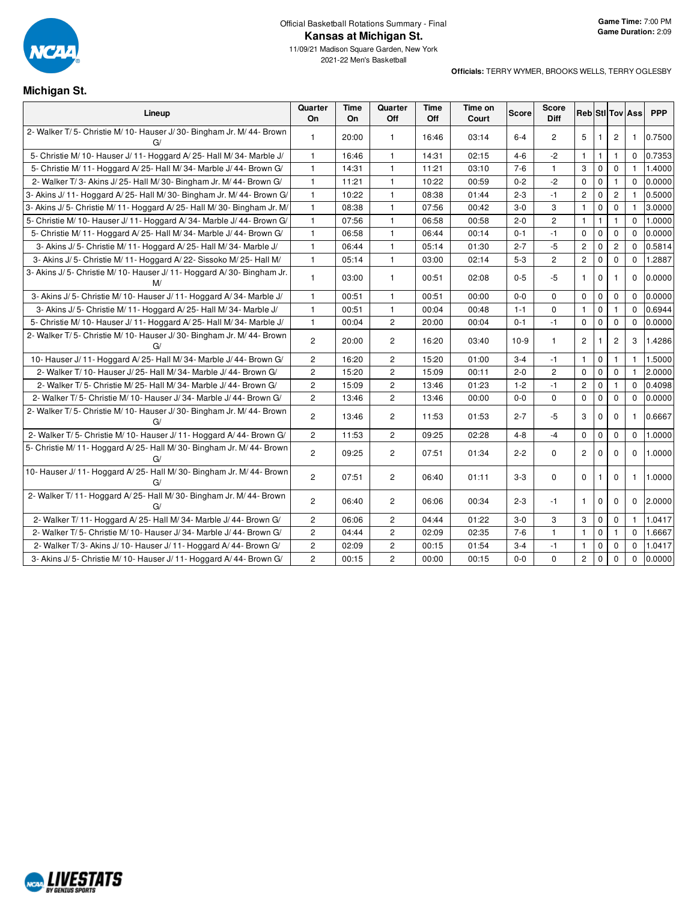Official Basketball Rotations Summary - Final

# Kansas at Michigan St.

11/09/21 Madison Square Garden, New York

2021-22 Men's Basketball

**Game Time:** 7:00 PM
**Game Duration:** 2:09

**Officials:** TERRY WYMER, BROOKS WELLS, TERRY OGLESBY

## Michigan St.

| Lineup | Quarter On | Time On | Quarter Off | Time Off | Time on Court | Score | Score Diff | Reb | Stl | Tov | Ass | PPP |
|---|---|---|---|---|---|---|---|---|---|---|---|---|
| 2- Walker T/ 5- Christie M/ 10- Hauser J/ 30- Bingham Jr. M/ 44- Brown G/ | 1 | 20:00 | 1 | 16:46 | 03:14 | 6-4 | 2 | 5 | 1 | 2 | 1 | 0.7500 |
| 5- Christie M/ 10- Hauser J/ 11- Hoggard A/ 25- Hall M/ 34- Marble J/ | 1 | 16:46 | 1 | 14:31 | 02:15 | 4-6 | -2 | 1 | 1 | 1 | 0 | 0.7353 |
| 5- Christie M/ 11- Hoggard A/ 25- Hall M/ 34- Marble J/ 44- Brown G/ | 1 | 14:31 | 1 | 11:21 | 03:10 | 7-6 | 1 | 3 | 0 | 0 | 1 | 1.4000 |
| 2- Walker T/ 3- Akins J/ 25- Hall M/ 30- Bingham Jr. M/ 44- Brown G/ | 1 | 11:21 | 1 | 10:22 | 00:59 | 0-2 | -2 | 0 | 0 | 1 | 0 | 0.0000 |
| 3- Akins J/ 11- Hoggard A/ 25- Hall M/ 30- Bingham Jr. M/ 44- Brown G/ | 1 | 10:22 | 1 | 08:38 | 01:44 | 2-3 | -1 | 2 | 0 | 2 | 1 | 0.5000 |
| 3- Akins J/ 5- Christie M/ 11- Hoggard A/ 25- Hall M/ 30- Bingham Jr. M/ | 1 | 08:38 | 1 | 07:56 | 00:42 | 3-0 | 3 | 1 | 0 | 0 | 1 | 3.0000 |
| 5- Christie M/ 10- Hauser J/ 11- Hoggard A/ 34- Marble J/ 44- Brown G/ | 1 | 07:56 | 1 | 06:58 | 00:58 | 2-0 | 2 | 1 | 1 | 1 | 0 | 1.0000 |
| 5- Christie M/ 11- Hoggard A/ 25- Hall M/ 34- Marble J/ 44- Brown G/ | 1 | 06:58 | 1 | 06:44 | 00:14 | 0-1 | -1 | 0 | 0 | 0 | 0 | 0.0000 |
| 3- Akins J/ 5- Christie M/ 11- Hoggard A/ 25- Hall M/ 34- Marble J/ | 1 | 06:44 | 1 | 05:14 | 01:30 | 2-7 | -5 | 2 | 0 | 2 | 0 | 0.5814 |
| 3- Akins J/ 5- Christie M/ 11- Hoggard A/ 22- Sissoko M/ 25- Hall M/ | 1 | 05:14 | 1 | 03:00 | 02:14 | 5-3 | 2 | 2 | 0 | 0 | 0 | 1.2887 |
| 3- Akins J/ 5- Christie M/ 10- Hauser J/ 11- Hoggard A/ 30- Bingham Jr. M/ | 1 | 03:00 | 1 | 00:51 | 02:08 | 0-5 | -5 | 1 | 0 | 1 | 0 | 0.0000 |
| 3- Akins J/ 5- Christie M/ 10- Hauser J/ 11- Hoggard A/ 34- Marble J/ | 1 | 00:51 | 1 | 00:51 | 00:00 | 0-0 | 0 | 0 | 0 | 0 | 0 | 0.0000 |
| 3- Akins J/ 5- Christie M/ 11- Hoggard A/ 25- Hall M/ 34- Marble J/ | 1 | 00:51 | 1 | 00:04 | 00:48 | 1-1 | 0 | 1 | 0 | 1 | 0 | 0.6944 |
| 5- Christie M/ 10- Hauser J/ 11- Hoggard A/ 25- Hall M/ 34- Marble J/ | 1 | 00:04 | 2 | 20:00 | 00:04 | 0-1 | -1 | 0 | 0 | 0 | 0 | 0.0000 |
| 2- Walker T/ 5- Christie M/ 10- Hauser J/ 30- Bingham Jr. M/ 44- Brown G/ | 2 | 20:00 | 2 | 16:20 | 03:40 | 10-9 | 1 | 2 | 1 | 2 | 3 | 1.4286 |
| 10- Hauser J/ 11- Hoggard A/ 25- Hall M/ 34- Marble J/ 44- Brown G/ | 2 | 16:20 | 2 | 15:20 | 01:00 | 3-4 | -1 | 1 | 0 | 1 | 1 | 1.5000 |
| 2- Walker T/ 10- Hauser J/ 25- Hall M/ 34- Marble J/ 44- Brown G/ | 2 | 15:20 | 2 | 15:09 | 00:11 | 2-0 | 2 | 0 | 0 | 0 | 1 | 2.0000 |
| 2- Walker T/ 5- Christie M/ 25- Hall M/ 34- Marble J/ 44- Brown G/ | 2 | 15:09 | 2 | 13:46 | 01:23 | 1-2 | -1 | 2 | 0 | 1 | 0 | 0.4098 |
| 2- Walker T/ 5- Christie M/ 10- Hauser J/ 34- Marble J/ 44- Brown G/ | 2 | 13:46 | 2 | 13:46 | 00:00 | 0-0 | 0 | 0 | 0 | 0 | 0 | 0.0000 |
| 2- Walker T/ 5- Christie M/ 10- Hauser J/ 30- Bingham Jr. M/ 44- Brown G/ | 2 | 13:46 | 2 | 11:53 | 01:53 | 2-7 | -5 | 3 | 0 | 0 | 1 | 0.6667 |
| 2- Walker T/ 5- Christie M/ 10- Hauser J/ 11- Hoggard A/ 44- Brown G/ | 2 | 11:53 | 2 | 09:25 | 02:28 | 4-8 | -4 | 0 | 0 | 0 | 0 | 1.0000 |
| 5- Christie M/ 11- Hoggard A/ 25- Hall M/ 30- Bingham Jr. M/ 44- Brown G/ | 2 | 09:25 | 2 | 07:51 | 01:34 | 2-2 | 0 | 2 | 0 | 0 | 0 | 1.0000 |
| 10- Hauser J/ 11- Hoggard A/ 25- Hall M/ 30- Bingham Jr. M/ 44- Brown G/ | 2 | 07:51 | 2 | 06:40 | 01:11 | 3-3 | 0 | 0 | 1 | 0 | 1 | 1.0000 |
| 2- Walker T/ 11- Hoggard A/ 25- Hall M/ 30- Bingham Jr. M/ 44- Brown G/ | 2 | 06:40 | 2 | 06:06 | 00:34 | 2-3 | -1 | 1 | 0 | 0 | 0 | 2.0000 |
| 2- Walker T/ 11- Hoggard A/ 25- Hall M/ 34- Marble J/ 44- Brown G/ | 2 | 06:06 | 2 | 04:44 | 01:22 | 3-0 | 3 | 3 | 0 | 0 | 1 | 1.0417 |
| 2- Walker T/ 5- Christie M/ 10- Hauser J/ 34- Marble J/ 44- Brown G/ | 2 | 04:44 | 2 | 02:09 | 02:35 | 7-6 | 1 | 1 | 0 | 1 | 0 | 1.6667 |
| 2- Walker T/ 3- Akins J/ 10- Hauser J/ 11- Hoggard A/ 44- Brown G/ | 2 | 02:09 | 2 | 00:15 | 01:54 | 3-4 | -1 | 1 | 0 | 0 | 0 | 1.0417 |
| 3- Akins J/ 5- Christie M/ 10- Hauser J/ 11- Hoggard A/ 44- Brown G/ | 2 | 00:15 | 2 | 00:00 | 00:15 | 0-0 | 0 | 2 | 0 | 0 | 0 | 0.0000 |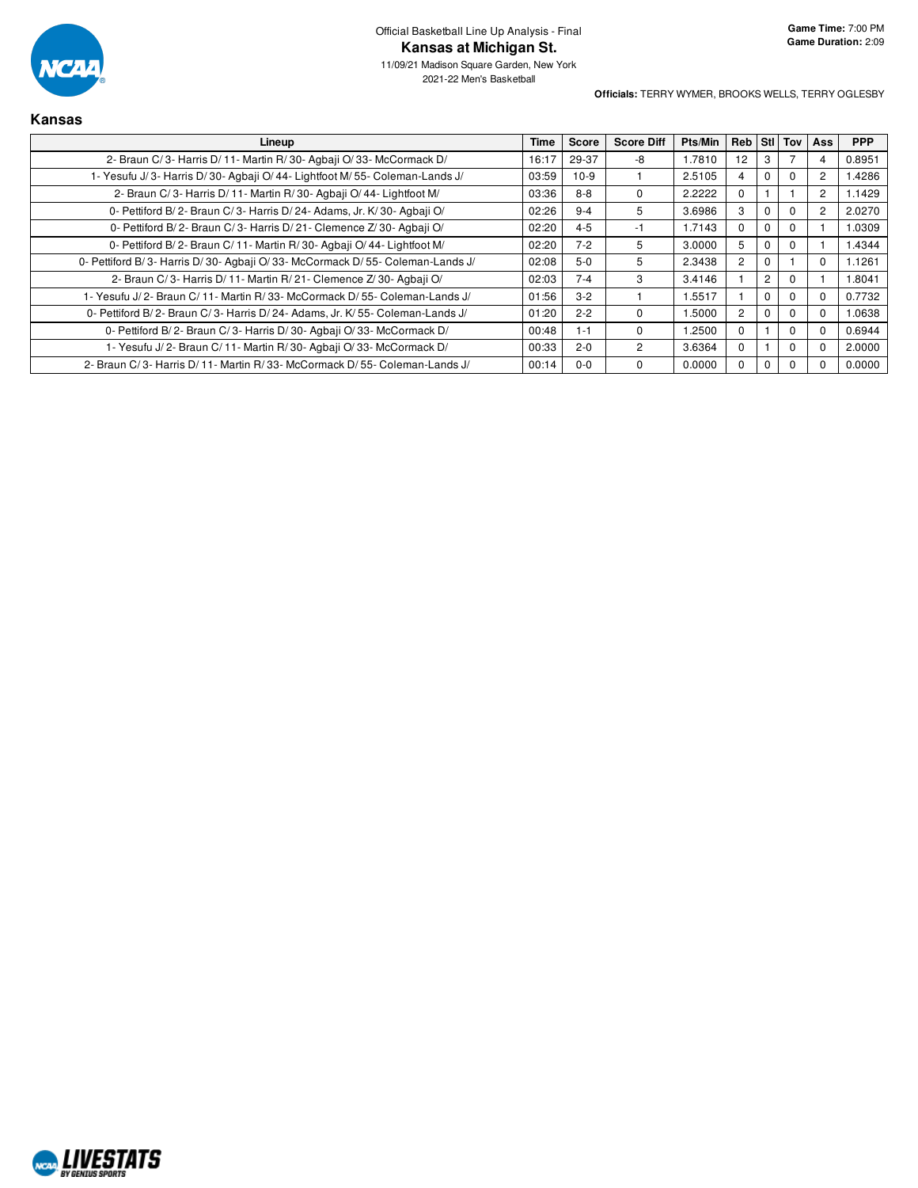Official Basketball Line Up Analysis - Final

# Kansas at Michigan St.

11/09/21 Madison Square Garden, New York

2021-22 Men's Basketball

**Game Time:** 7:00 PM
**Game Duration:** 2:09

**Officials:** TERRY WYMER, BROOKS WELLS, TERRY OGLESBY

## Kansas

| Lineup | Time | Score | Score Diff | Pts/Min | Reb | Stl | Tov | Ass | PPP |
|---|---|---|---|---|---|---|---|---|---|
| 2- Braun C/ 3- Harris D/ 11- Martin R/ 30- Agbaji O/ 33- McCormack D/ | 16:17 | 29-37 | -8 | 1.7810 | 12 | 3 | 7 | 4 | 0.8951 |
| 1- Yesufu J/ 3- Harris D/ 30- Agbaji O/ 44- Lightfoot M/ 55- Coleman-Lands J/ | 03:59 | 10-9 | 1 | 2.5105 | 4 | 0 | 0 | 2 | 1.4286 |
| 2- Braun C/ 3- Harris D/ 11- Martin R/ 30- Agbaji O/ 44- Lightfoot M/ | 03:36 | 8-8 | 0 | 2.2222 | 0 | 1 | 1 | 2 | 1.1429 |
| 0- Pettiford B/ 2- Braun C/ 3- Harris D/ 24- Adams, Jr. K/ 30- Agbaji O/ | 02:26 | 9-4 | 5 | 3.6986 | 3 | 0 | 0 | 2 | 2.0270 |
| 0- Pettiford B/ 2- Braun C/ 3- Harris D/ 21- Clemence Z/ 30- Agbaji O/ | 02:20 | 4-5 | -1 | 1.7143 | 0 | 0 | 0 | 1 | 1.0309 |
| 0- Pettiford B/ 2- Braun C/ 11- Martin R/ 30- Agbaji O/ 44- Lightfoot M/ | 02:20 | 7-2 | 5 | 3.0000 | 5 | 0 | 0 | 1 | 1.4344 |
| 0- Pettiford B/ 3- Harris D/ 30- Agbaji O/ 33- McCormack D/ 55- Coleman-Lands J/ | 02:08 | 5-0 | 5 | 2.3438 | 2 | 0 | 1 | 0 | 1.1261 |
| 2- Braun C/ 3- Harris D/ 11- Martin R/ 21- Clemence Z/ 30- Agbaji O/ | 02:03 | 7-4 | 3 | 3.4146 | 1 | 2 | 0 | 1 | 1.8041 |
| 1- Yesufu J/ 2- Braun C/ 11- Martin R/ 33- McCormack D/ 55- Coleman-Lands J/ | 01:56 | 3-2 | 1 | 1.5517 | 1 | 0 | 0 | 0 | 0.7732 |
| 0- Pettiford B/ 2- Braun C/ 3- Harris D/ 24- Adams, Jr. K/ 55- Coleman-Lands J/ | 01:20 | 2-2 | 0 | 1.5000 | 2 | 0 | 0 | 0 | 1.0638 |
| 0- Pettiford B/ 2- Braun C/ 3- Harris D/ 30- Agbaji O/ 33- McCormack D/ | 00:48 | 1-1 | 0 | 1.2500 | 0 | 1 | 0 | 0 | 0.6944 |
| 1- Yesufu J/ 2- Braun C/ 11- Martin R/ 30- Agbaji O/ 33- McCormack D/ | 00:33 | 2-0 | 2 | 3.6364 | 0 | 1 | 0 | 0 | 2.0000 |
| 2- Braun C/ 3- Harris D/ 11- Martin R/ 33- McCormack D/ 55- Coleman-Lands J/ | 00:14 | 0-0 | 0 | 0.0000 | 0 | 0 | 0 | 0 | 0.0000 |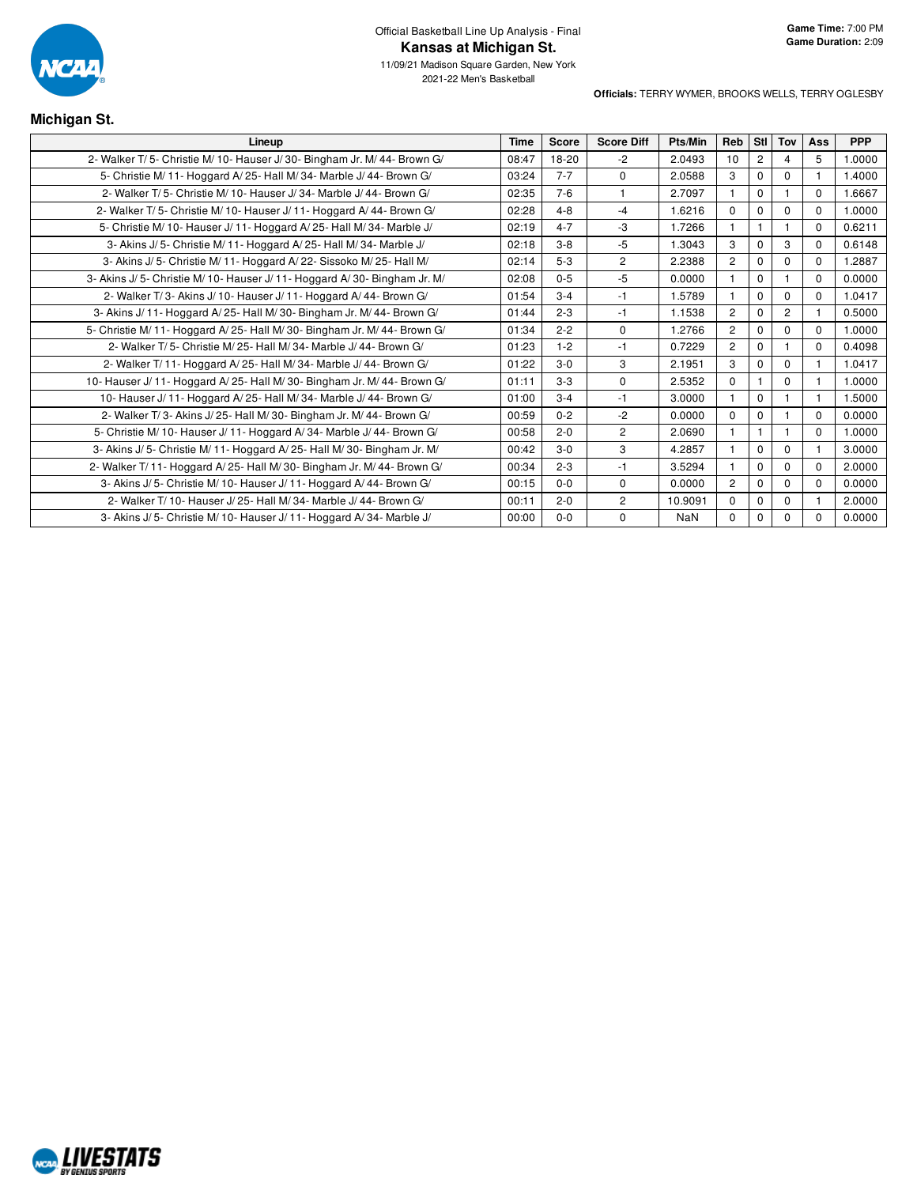Official Basketball Line Up Analysis - Final

# Kansas at Michigan St.

11/09/21 Madison Square Garden, New York

2021-22 Men's Basketball

**Game Time:** 7:00 PM
**Game Duration:** 2:09

**Officials:** TERRY WYMER, BROOKS WELLS, TERRY OGLESBY

## Michigan St.

| Lineup | Time | Score | Score Diff | Pts/Min | Reb | Stl | Tov | Ass | PPP |
|---|---|---|---|---|---|---|---|---|---|
| 2- Walker T/ 5- Christie M/ 10- Hauser J/ 30- Bingham Jr. M/ 44- Brown G/ | 08:47 | 18-20 | -2 | 2.0493 | 10 | 2 | 4 | 5 | 1.0000 |
| 5- Christie M/ 11- Hoggard A/ 25- Hall M/ 34- Marble J/ 44- Brown G/ | 03:24 | 7-7 | 0 | 2.0588 | 3 | 0 | 0 | 1 | 1.4000 |
| 2- Walker T/ 5- Christie M/ 10- Hauser J/ 34- Marble J/ 44- Brown G/ | 02:35 | 7-6 | 1 | 2.7097 | 1 | 0 | 1 | 0 | 1.6667 |
| 2- Walker T/ 5- Christie M/ 10- Hauser J/ 11- Hoggard A/ 44- Brown G/ | 02:28 | 4-8 | -4 | 1.6216 | 0 | 0 | 0 | 0 | 1.0000 |
| 5- Christie M/ 10- Hauser J/ 11- Hoggard A/ 25- Hall M/ 34- Marble J/ | 02:19 | 4-7 | -3 | 1.7266 | 1 | 1 | 1 | 0 | 0.6211 |
| 3- Akins J/ 5- Christie M/ 11- Hoggard A/ 25- Hall M/ 34- Marble J/ | 02:18 | 3-8 | -5 | 1.3043 | 3 | 0 | 3 | 0 | 0.6148 |
| 3- Akins J/ 5- Christie M/ 11- Hoggard A/ 22- Sissoko M/ 25- Hall M/ | 02:14 | 5-3 | 2 | 2.2388 | 2 | 0 | 0 | 0 | 1.2887 |
| 3- Akins J/ 5- Christie M/ 10- Hauser J/ 11- Hoggard A/ 30- Bingham Jr. M/ | 02:08 | 0-5 | -5 | 0.0000 | 1 | 0 | 1 | 0 | 0.0000 |
| 2- Walker T/ 3- Akins J/ 10- Hauser J/ 11- Hoggard A/ 44- Brown G/ | 01:54 | 3-4 | -1 | 1.5789 | 1 | 0 | 0 | 0 | 1.0417 |
| 3- Akins J/ 11- Hoggard A/ 25- Hall M/ 30- Bingham Jr. M/ 44- Brown G/ | 01:44 | 2-3 | -1 | 1.1538 | 2 | 0 | 2 | 1 | 0.5000 |
| 5- Christie M/ 11- Hoggard A/ 25- Hall M/ 30- Bingham Jr. M/ 44- Brown G/ | 01:34 | 2-2 | 0 | 1.2766 | 2 | 0 | 0 | 0 | 1.0000 |
| 2- Walker T/ 5- Christie M/ 25- Hall M/ 34- Marble J/ 44- Brown G/ | 01:23 | 1-2 | -1 | 0.7229 | 2 | 0 | 1 | 0 | 0.4098 |
| 2- Walker T/ 11- Hoggard A/ 25- Hall M/ 34- Marble J/ 44- Brown G/ | 01:22 | 3-0 | 3 | 2.1951 | 3 | 0 | 0 | 1 | 1.0417 |
| 10- Hauser J/ 11- Hoggard A/ 25- Hall M/ 30- Bingham Jr. M/ 44- Brown G/ | 01:11 | 3-3 | 0 | 2.5352 | 0 | 1 | 0 | 1 | 1.0000 |
| 10- Hauser J/ 11- Hoggard A/ 25- Hall M/ 34- Marble J/ 44- Brown G/ | 01:00 | 3-4 | -1 | 3.0000 | 1 | 0 | 1 | 1 | 1.5000 |
| 2- Walker T/ 3- Akins J/ 25- Hall M/ 30- Bingham Jr. M/ 44- Brown G/ | 00:59 | 0-2 | -2 | 0.0000 | 0 | 0 | 1 | 0 | 0.0000 |
| 5- Christie M/ 10- Hauser J/ 11- Hoggard A/ 34- Marble J/ 44- Brown G/ | 00:58 | 2-0 | 2 | 2.0690 | 1 | 1 | 1 | 0 | 1.0000 |
| 3- Akins J/ 5- Christie M/ 11- Hoggard A/ 25- Hall M/ 30- Bingham Jr. M/ | 00:42 | 3-0 | 3 | 4.2857 | 1 | 0 | 0 | 1 | 3.0000 |
| 2- Walker T/ 11- Hoggard A/ 25- Hall M/ 30- Bingham Jr. M/ 44- Brown G/ | 00:34 | 2-3 | -1 | 3.5294 | 1 | 0 | 0 | 0 | 2.0000 |
| 3- Akins J/ 5- Christie M/ 10- Hauser J/ 11- Hoggard A/ 44- Brown G/ | 00:15 | 0-0 | 0 | 0.0000 | 2 | 0 | 0 | 0 | 0.0000 |
| 2- Walker T/ 10- Hauser J/ 25- Hall M/ 34- Marble J/ 44- Brown G/ | 00:11 | 2-0 | 2 | 10.9091 | 0 | 0 | 0 | 1 | 2.0000 |
| 3- Akins J/ 5- Christie M/ 10- Hauser J/ 11- Hoggard A/ 34- Marble J/ | 00:00 | 0-0 | 0 | NaN | 0 | 0 | 0 | 0 | 0.0000 |